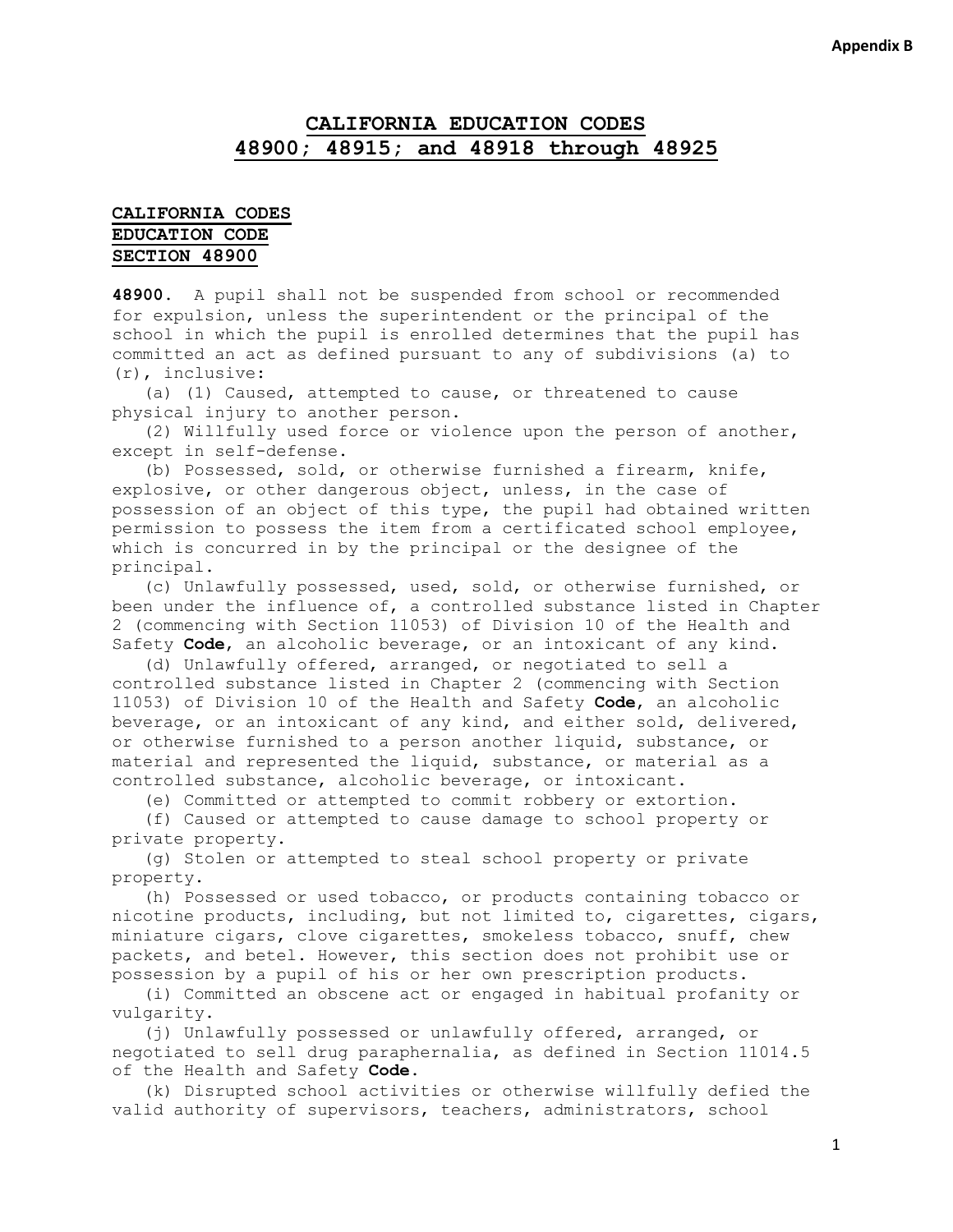Appendix B

# CALIFORNIA EDUCATION CODES 48900; 48915; and 48918 through 48925

## CALIFORNIA CODES EDUCATION CODE SECTION 48900

**48900.** A pupil shall not be suspended from school or recommended for expulsion, unless the superintendent or the principal of the school in which the pupil is enrolled determines that the pupil has committed an act as defined pursuant to any of subdivisions (a) to (r), inclusive:

(a) (1) Caused, attempted to cause, or threatened to cause physical injury to another person.

(2) Willfully used force or violence upon the person of another, except in self-defense.

(b) Possessed, sold, or otherwise furnished a firearm, knife, explosive, or other dangerous object, unless, in the case of possession of an object of this type, the pupil had obtained written permission to possess the item from a certificated school employee, which is concurred in by the principal or the designee of the principal.

(c) Unlawfully possessed, used, sold, or otherwise furnished, or been under the influence of, a controlled substance listed in Chapter 2 (commencing with Section 11053) of Division 10 of the Health and Safety **Code**, an alcoholic beverage, or an intoxicant of any kind.

(d) Unlawfully offered, arranged, or negotiated to sell a controlled substance listed in Chapter 2 (commencing with Section 11053) of Division 10 of the Health and Safety **Code**, an alcoholic beverage, or an intoxicant of any kind, and either sold, delivered, or otherwise furnished to a person another liquid, substance, or material and represented the liquid, substance, or material as a controlled substance, alcoholic beverage, or intoxicant.

(e) Committed or attempted to commit robbery or extortion.

(f) Caused or attempted to cause damage to school property or private property.

(g) Stolen or attempted to steal school property or private property.

(h) Possessed or used tobacco, or products containing tobacco or nicotine products, including, but not limited to, cigarettes, cigars, miniature cigars, clove cigarettes, smokeless tobacco, snuff, chew packets, and betel. However, this section does not prohibit use or possession by a pupil of his or her own prescription products.

(i) Committed an obscene act or engaged in habitual profanity or vulgarity.

(j) Unlawfully possessed or unlawfully offered, arranged, or negotiated to sell drug paraphernalia, as defined in Section 11014.5 of the Health and Safety **Code**.

(k) Disrupted school activities or otherwise willfully defied the valid authority of supervisors, teachers, administrators, school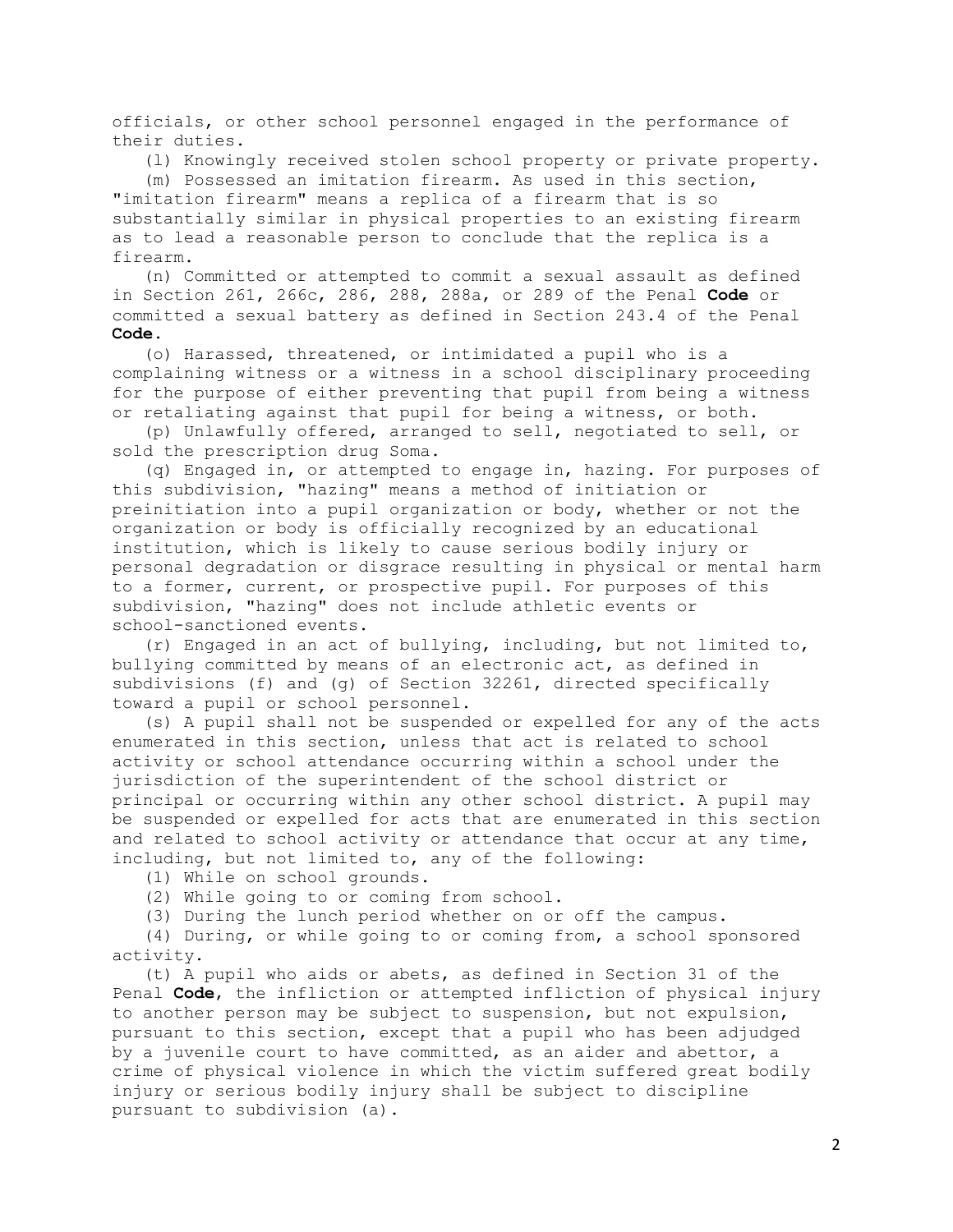officials, or other school personnel engaged in the performance of their duties.

(l) Knowingly received stolen school property or private property.

(m) Possessed an imitation firearm. As used in this section, "imitation firearm" means a replica of a firearm that is so substantially similar in physical properties to an existing firearm as to lead a reasonable person to conclude that the replica is a firearm.

(n) Committed or attempted to commit a sexual assault as defined in Section 261, 266c, 286, 288, 288a, or 289 of the Penal **Code** or committed a sexual battery as defined in Section 243.4 of the Penal **Code**.

(o) Harassed, threatened, or intimidated a pupil who is a complaining witness or a witness in a school disciplinary proceeding for the purpose of either preventing that pupil from being a witness or retaliating against that pupil for being a witness, or both.

(p) Unlawfully offered, arranged to sell, negotiated to sell, or sold the prescription drug Soma.

(q) Engaged in, or attempted to engage in, hazing. For purposes of this subdivision, "hazing" means a method of initiation or preinitiation into a pupil organization or body, whether or not the organization or body is officially recognized by an educational institution, which is likely to cause serious bodily injury or personal degradation or disgrace resulting in physical or mental harm to a former, current, or prospective pupil. For purposes of this subdivision, "hazing" does not include athletic events or school-sanctioned events.

(r) Engaged in an act of bullying, including, but not limited to, bullying committed by means of an electronic act, as defined in subdivisions (f) and (g) of Section 32261, directed specifically toward a pupil or school personnel.

(s) A pupil shall not be suspended or expelled for any of the acts enumerated in this section, unless that act is related to school activity or school attendance occurring within a school under the jurisdiction of the superintendent of the school district or principal or occurring within any other school district. A pupil may be suspended or expelled for acts that are enumerated in this section and related to school activity or attendance that occur at any time, including, but not limited to, any of the following:

(1) While on school grounds.

(2) While going to or coming from school.

(3) During the lunch period whether on or off the campus.

(4) During, or while going to or coming from, a school sponsored activity.

(t) A pupil who aids or abets, as defined in Section 31 of the Penal **Code**, the infliction or attempted infliction of physical injury to another person may be subject to suspension, but not expulsion, pursuant to this section, except that a pupil who has been adjudged by a juvenile court to have committed, as an aider and abettor, a crime of physical violence in which the victim suffered great bodily injury or serious bodily injury shall be subject to discipline pursuant to subdivision (a).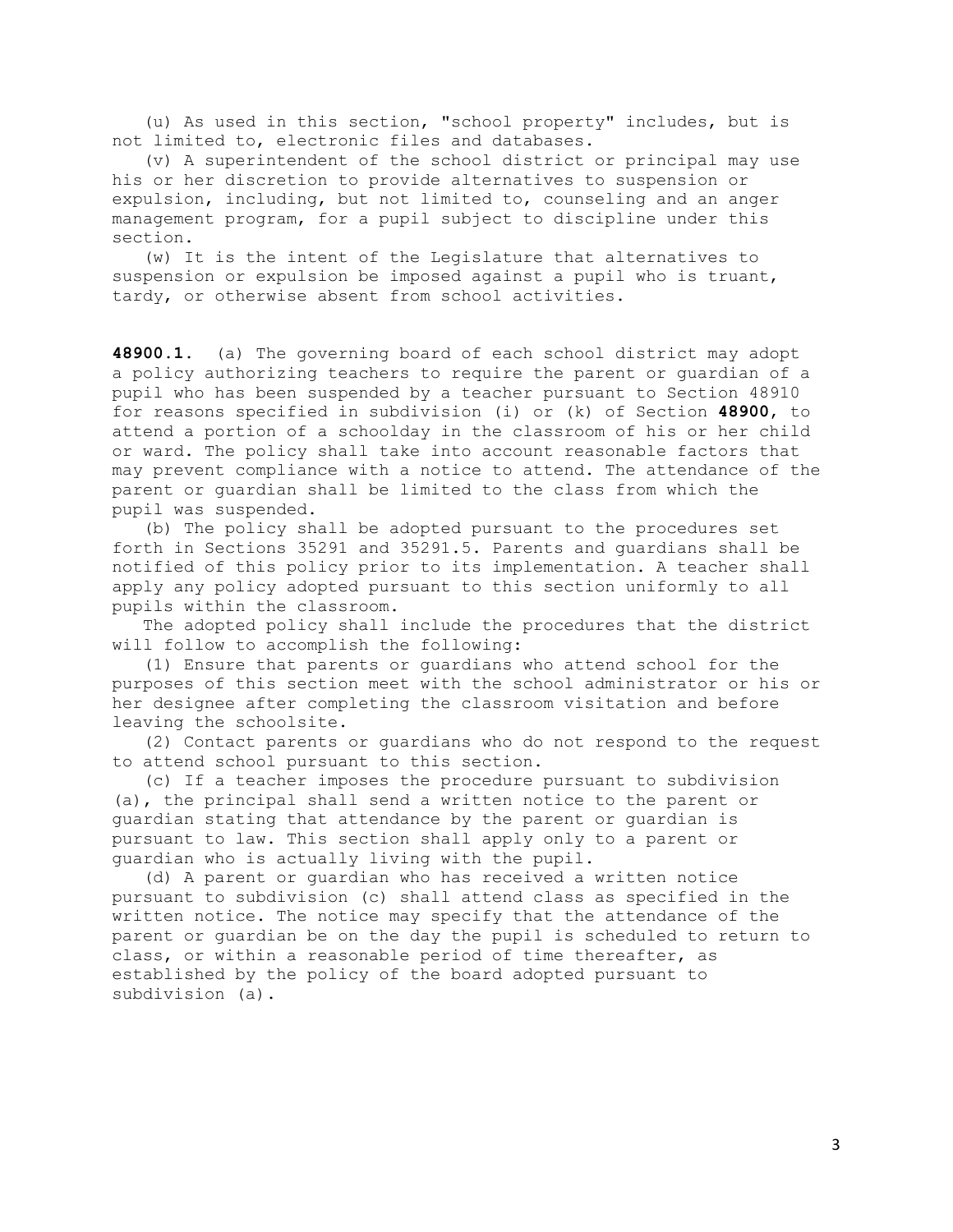(u) As used in this section, "school property" includes, but is not limited to, electronic files and databases.

(v) A superintendent of the school district or principal may use his or her discretion to provide alternatives to suspension or expulsion, including, but not limited to, counseling and an anger management program, for a pupil subject to discipline under this section.

(w) It is the intent of the Legislature that alternatives to suspension or expulsion be imposed against a pupil who is truant, tardy, or otherwise absent from school activities.

**48900.1.** (a) The governing board of each school district may adopt a policy authorizing teachers to require the parent or guardian of a pupil who has been suspended by a teacher pursuant to Section 48910 for reasons specified in subdivision (i) or (k) of Section **48900**, to attend a portion of a schoolday in the classroom of his or her child or ward. The policy shall take into account reasonable factors that may prevent compliance with a notice to attend. The attendance of the parent or guardian shall be limited to the class from which the pupil was suspended.

(b) The policy shall be adopted pursuant to the procedures set forth in Sections 35291 and 35291.5. Parents and guardians shall be notified of this policy prior to its implementation. A teacher shall apply any policy adopted pursuant to this section uniformly to all pupils within the classroom.

The adopted policy shall include the procedures that the district will follow to accomplish the following:

(1) Ensure that parents or guardians who attend school for the purposes of this section meet with the school administrator or his or her designee after completing the classroom visitation and before leaving the schoolsite.

(2) Contact parents or guardians who do not respond to the request to attend school pursuant to this section.

(c) If a teacher imposes the procedure pursuant to subdivision (a), the principal shall send a written notice to the parent or guardian stating that attendance by the parent or guardian is pursuant to law. This section shall apply only to a parent or guardian who is actually living with the pupil.

(d) A parent or guardian who has received a written notice pursuant to subdivision (c) shall attend class as specified in the written notice. The notice may specify that the attendance of the parent or guardian be on the day the pupil is scheduled to return to class, or within a reasonable period of time thereafter, as established by the policy of the board adopted pursuant to subdivision (a).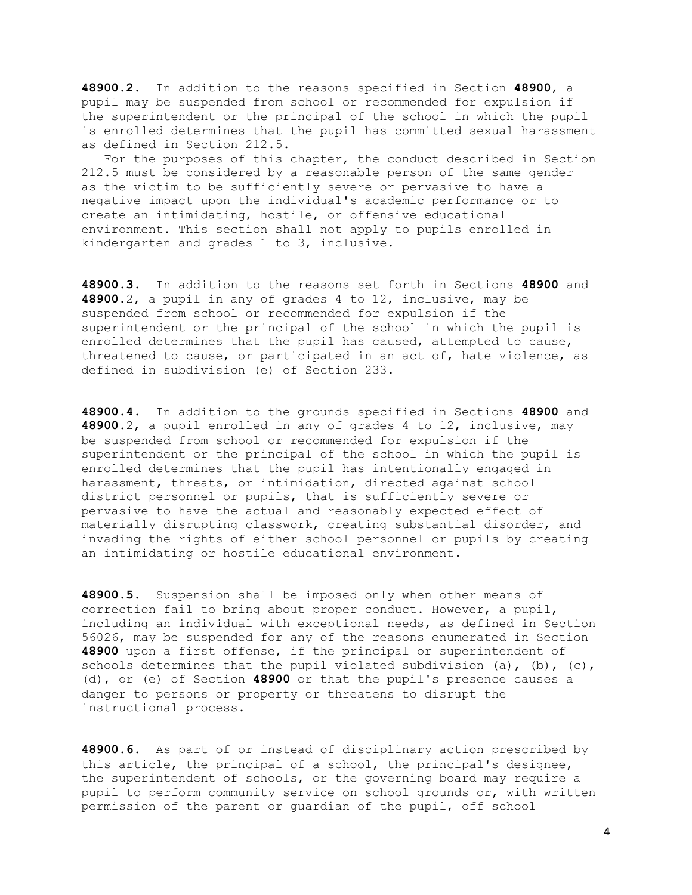**48900.2.** In addition to the reasons specified in Section **48900**, a pupil may be suspended from school or recommended for expulsion if the superintendent or the principal of the school in which the pupil is enrolled determines that the pupil has committed sexual harassment as defined in Section 212.5.

For the purposes of this chapter, the conduct described in Section 212.5 must be considered by a reasonable person of the same gender as the victim to be sufficiently severe or pervasive to have a negative impact upon the individual's academic performance or to create an intimidating, hostile, or offensive educational environment. This section shall not apply to pupils enrolled in kindergarten and grades 1 to 3, inclusive.

**48900.3.** In addition to the reasons set forth in Sections **48900** and **48900**.2, a pupil in any of grades 4 to 12, inclusive, may be suspended from school or recommended for expulsion if the superintendent or the principal of the school in which the pupil is enrolled determines that the pupil has caused, attempted to cause, threatened to cause, or participated in an act of, hate violence, as defined in subdivision (e) of Section 233.

**48900.4.** In addition to the grounds specified in Sections **48900** and **48900**.2, a pupil enrolled in any of grades 4 to 12, inclusive, may be suspended from school or recommended for expulsion if the superintendent or the principal of the school in which the pupil is enrolled determines that the pupil has intentionally engaged in harassment, threats, or intimidation, directed against school district personnel or pupils, that is sufficiently severe or pervasive to have the actual and reasonably expected effect of materially disrupting classwork, creating substantial disorder, and invading the rights of either school personnel or pupils by creating an intimidating or hostile educational environment.

**48900.5.** Suspension shall be imposed only when other means of correction fail to bring about proper conduct. However, a pupil, including an individual with exceptional needs, as defined in Section 56026, may be suspended for any of the reasons enumerated in Section **48900** upon a first offense, if the principal or superintendent of schools determines that the pupil violated subdivision (a), (b), (c), (d), or (e) of Section **48900** or that the pupil's presence causes a danger to persons or property or threatens to disrupt the instructional process.

**48900.6.** As part of or instead of disciplinary action prescribed by this article, the principal of a school, the principal's designee, the superintendent of schools, or the governing board may require a pupil to perform community service on school grounds or, with written permission of the parent or guardian of the pupil, off school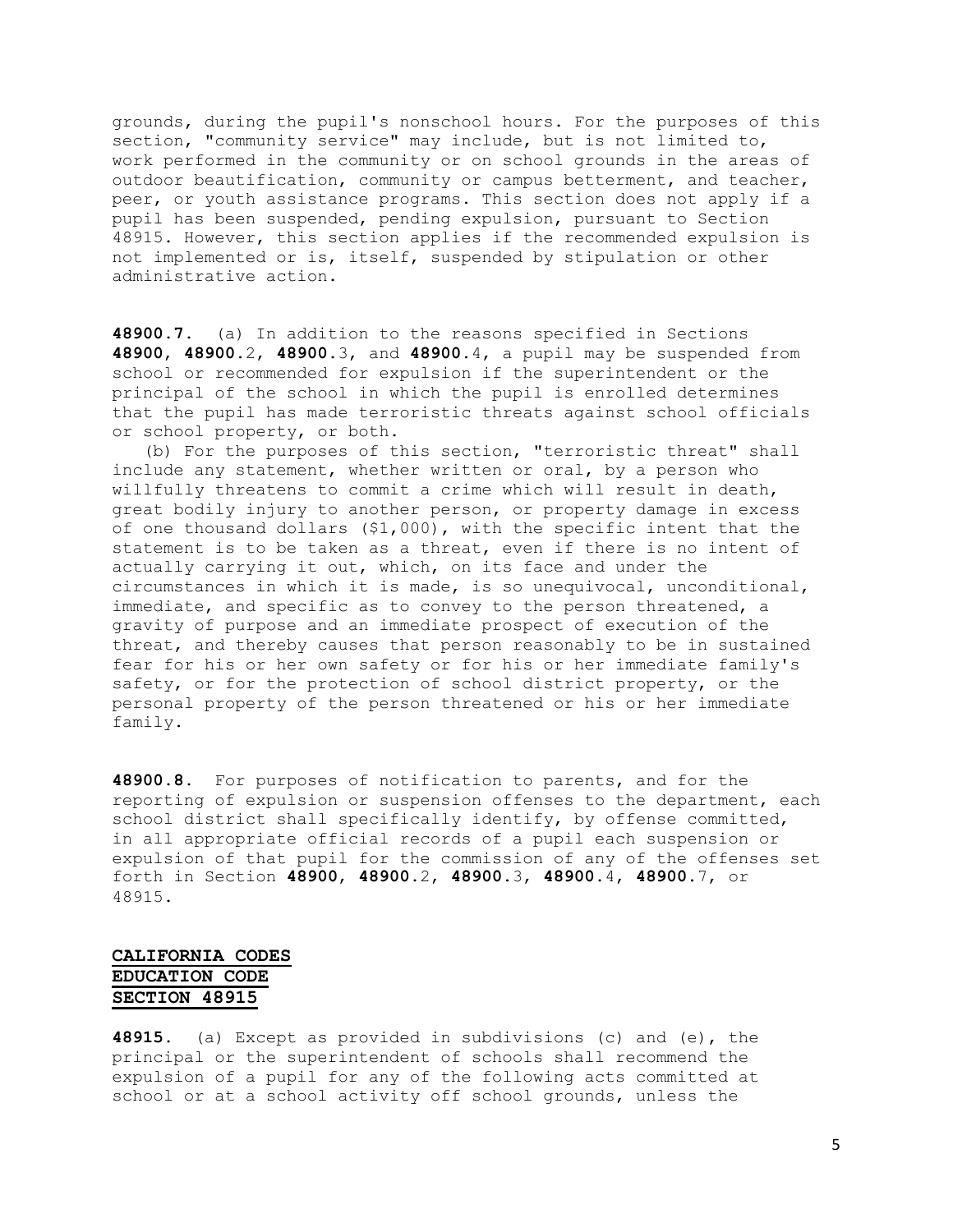grounds, during the pupil's nonschool hours. For the purposes of this section, "community service" may include, but is not limited to, work performed in the community or on school grounds in the areas of outdoor beautification, community or campus betterment, and teacher, peer, or youth assistance programs. This section does not apply if a pupil has been suspended, pending expulsion, pursuant to Section 48915. However, this section applies if the recommended expulsion is not implemented or is, itself, suspended by stipulation or other administrative action.

**48900.7.** (a) In addition to the reasons specified in Sections **48900**, **48900**.2, **48900**.3, and **48900**.4, a pupil may be suspended from school or recommended for expulsion if the superintendent or the principal of the school in which the pupil is enrolled determines that the pupil has made terroristic threats against school officials or school property, or both.

(b) For the purposes of this section, "terroristic threat" shall include any statement, whether written or oral, by a person who willfully threatens to commit a crime which will result in death, great bodily injury to another person, or property damage in excess of one thousand dollars ($1,000), with the specific intent that the statement is to be taken as a threat, even if there is no intent of actually carrying it out, which, on its face and under the circumstances in which it is made, is so unequivocal, unconditional, immediate, and specific as to convey to the person threatened, a gravity of purpose and an immediate prospect of execution of the threat, and thereby causes that person reasonably to be in sustained fear for his or her own safety or for his or her immediate family's safety, or for the protection of school district property, or the personal property of the person threatened or his or her immediate family.

**48900.8.** For purposes of notification to parents, and for the reporting of expulsion or suspension offenses to the department, each school district shall specifically identify, by offense committed, in all appropriate official records of a pupil each suspension or expulsion of that pupil for the commission of any of the offenses set forth in Section **48900**, **48900**.2, **48900**.3, **48900**.4, **48900**.7, or 48915.

## CALIFORNIA CODES
## EDUCATION CODE
## SECTION 48915

**48915.** (a) Except as provided in subdivisions (c) and (e), the principal or the superintendent of schools shall recommend the expulsion of a pupil for any of the following acts committed at school or at a school activity off school grounds, unless the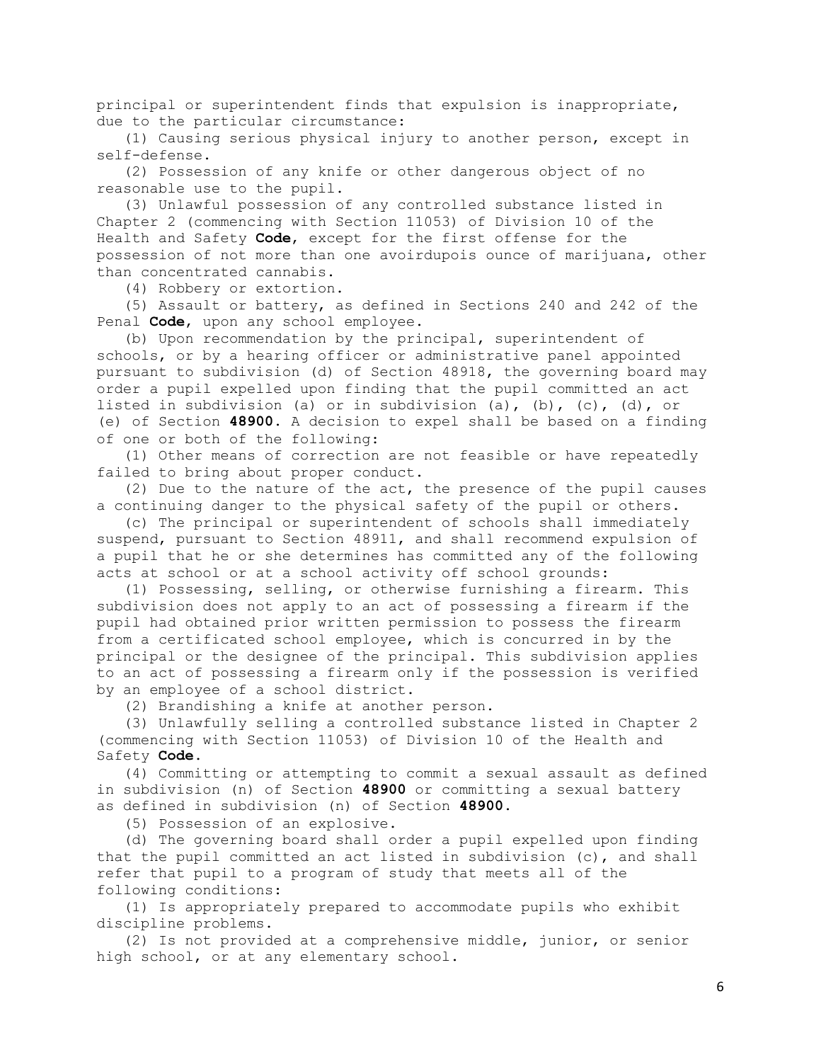principal or superintendent finds that expulsion is inappropriate, due to the particular circumstance:

(1) Causing serious physical injury to another person, except in self-defense.

(2) Possession of any knife or other dangerous object of no reasonable use to the pupil.

(3) Unlawful possession of any controlled substance listed in Chapter 2 (commencing with Section 11053) of Division 10 of the Health and Safety **Code**, except for the first offense for the possession of not more than one avoirdupois ounce of marijuana, other than concentrated cannabis.

(4) Robbery or extortion.

(5) Assault or battery, as defined in Sections 240 and 242 of the Penal **Code**, upon any school employee.

(b) Upon recommendation by the principal, superintendent of schools, or by a hearing officer or administrative panel appointed pursuant to subdivision (d) of Section 48918, the governing board may order a pupil expelled upon finding that the pupil committed an act listed in subdivision (a) or in subdivision (a), (b), (c), (d), or (e) of Section **48900**. A decision to expel shall be based on a finding of one or both of the following:

(1) Other means of correction are not feasible or have repeatedly failed to bring about proper conduct.

(2) Due to the nature of the act, the presence of the pupil causes a continuing danger to the physical safety of the pupil or others.

(c) The principal or superintendent of schools shall immediately suspend, pursuant to Section 48911, and shall recommend expulsion of a pupil that he or she determines has committed any of the following acts at school or at a school activity off school grounds:

(1) Possessing, selling, or otherwise furnishing a firearm. This subdivision does not apply to an act of possessing a firearm if the pupil had obtained prior written permission to possess the firearm from a certificated school employee, which is concurred in by the principal or the designee of the principal. This subdivision applies to an act of possessing a firearm only if the possession is verified by an employee of a school district.

(2) Brandishing a knife at another person.

(3) Unlawfully selling a controlled substance listed in Chapter 2 (commencing with Section 11053) of Division 10 of the Health and Safety **Code**.

(4) Committing or attempting to commit a sexual assault as defined in subdivision (n) of Section **48900** or committing a sexual battery as defined in subdivision (n) of Section **48900**.

(5) Possession of an explosive.

(d) The governing board shall order a pupil expelled upon finding that the pupil committed an act listed in subdivision (c), and shall refer that pupil to a program of study that meets all of the following conditions:

(1) Is appropriately prepared to accommodate pupils who exhibit discipline problems.

(2) Is not provided at a comprehensive middle, junior, or senior high school, or at any elementary school.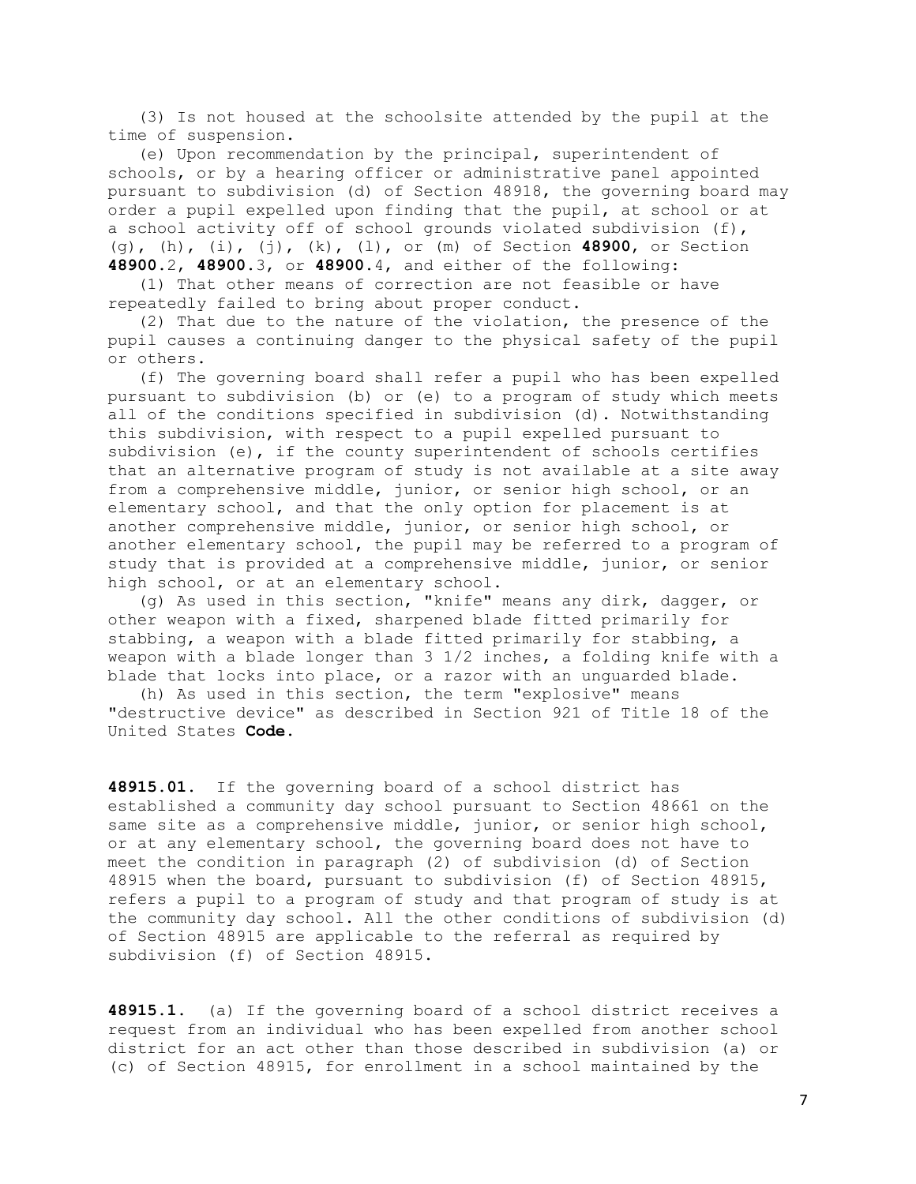(3) Is not housed at the schoolsite attended by the pupil at the time of suspension.

(e) Upon recommendation by the principal, superintendent of schools, or by a hearing officer or administrative panel appointed pursuant to subdivision (d) of Section 48918, the governing board may order a pupil expelled upon finding that the pupil, at school or at a school activity off of school grounds violated subdivision (f), (g), (h), (i), (j), (k), (l), or (m) of Section **48900**, or Section **48900**.2, **48900**.3, or **48900**.4, and either of the following:

(1) That other means of correction are not feasible or have repeatedly failed to bring about proper conduct.

(2) That due to the nature of the violation, the presence of the pupil causes a continuing danger to the physical safety of the pupil or others.

(f) The governing board shall refer a pupil who has been expelled pursuant to subdivision (b) or (e) to a program of study which meets all of the conditions specified in subdivision (d). Notwithstanding this subdivision, with respect to a pupil expelled pursuant to subdivision (e), if the county superintendent of schools certifies that an alternative program of study is not available at a site away from a comprehensive middle, junior, or senior high school, or an elementary school, and that the only option for placement is at another comprehensive middle, junior, or senior high school, or another elementary school, the pupil may be referred to a program of study that is provided at a comprehensive middle, junior, or senior high school, or at an elementary school.

(g) As used in this section, "knife" means any dirk, dagger, or other weapon with a fixed, sharpened blade fitted primarily for stabbing, a weapon with a blade fitted primarily for stabbing, a weapon with a blade longer than 3 1/2 inches, a folding knife with a blade that locks into place, or a razor with an unguarded blade.

(h) As used in this section, the term "explosive" means "destructive device" as described in Section 921 of Title 18 of the United States **Code**.

**48915.01.** If the governing board of a school district has established a community day school pursuant to Section 48661 on the same site as a comprehensive middle, junior, or senior high school, or at any elementary school, the governing board does not have to meet the condition in paragraph (2) of subdivision (d) of Section 48915 when the board, pursuant to subdivision (f) of Section 48915, refers a pupil to a program of study and that program of study is at the community day school. All the other conditions of subdivision (d) of Section 48915 are applicable to the referral as required by subdivision (f) of Section 48915.

**48915.1.** (a) If the governing board of a school district receives a request from an individual who has been expelled from another school district for an act other than those described in subdivision (a) or (c) of Section 48915, for enrollment in a school maintained by the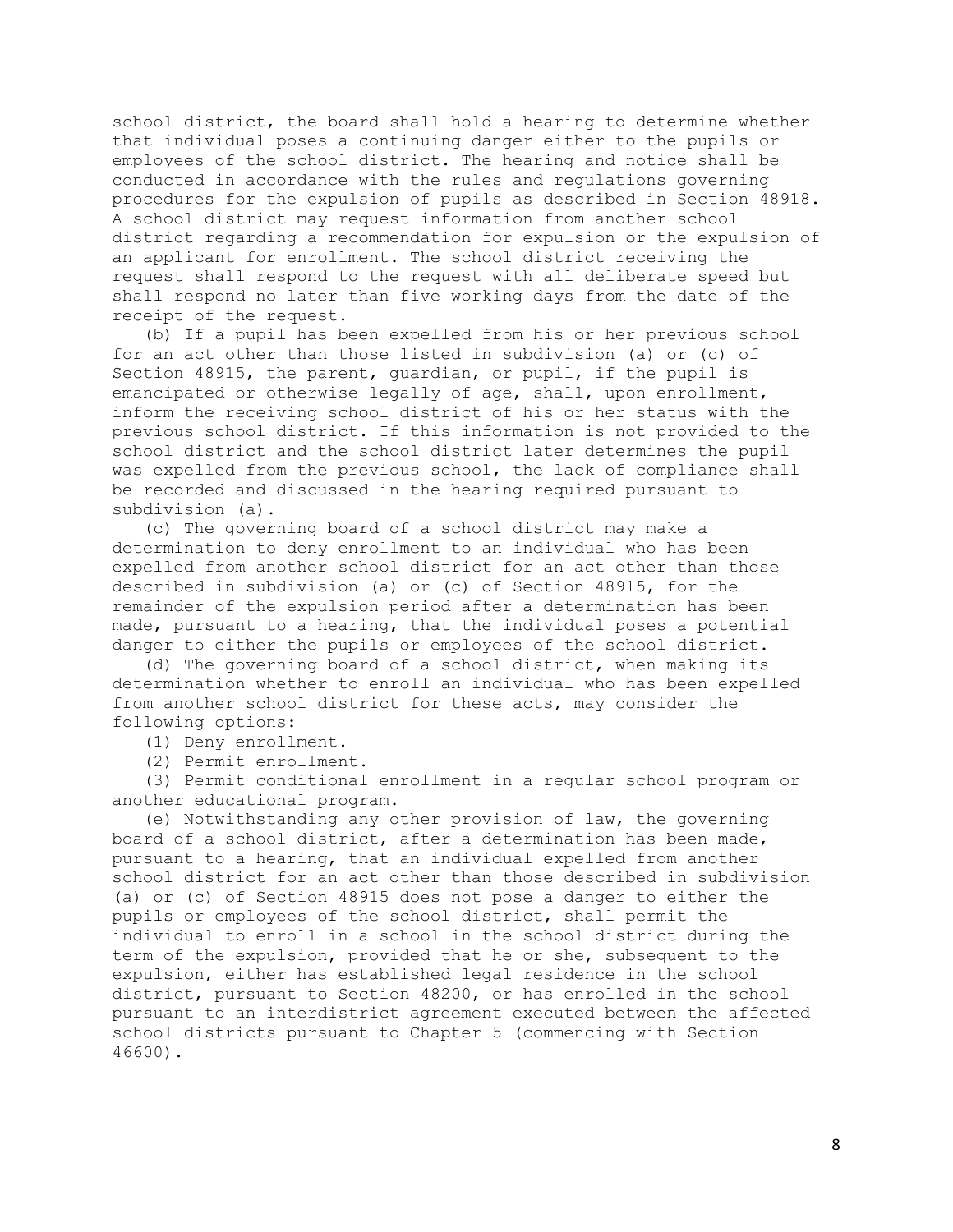school district, the board shall hold a hearing to determine whether that individual poses a continuing danger either to the pupils or employees of the school district. The hearing and notice shall be conducted in accordance with the rules and regulations governing procedures for the expulsion of pupils as described in Section 48918. A school district may request information from another school district regarding a recommendation for expulsion or the expulsion of an applicant for enrollment. The school district receiving the request shall respond to the request with all deliberate speed but shall respond no later than five working days from the date of the receipt of the request.

(b) If a pupil has been expelled from his or her previous school for an act other than those listed in subdivision (a) or (c) of Section 48915, the parent, guardian, or pupil, if the pupil is emancipated or otherwise legally of age, shall, upon enrollment, inform the receiving school district of his or her status with the previous school district. If this information is not provided to the school district and the school district later determines the pupil was expelled from the previous school, the lack of compliance shall be recorded and discussed in the hearing required pursuant to subdivision (a).

(c) The governing board of a school district may make a determination to deny enrollment to an individual who has been expelled from another school district for an act other than those described in subdivision (a) or (c) of Section 48915, for the remainder of the expulsion period after a determination has been made, pursuant to a hearing, that the individual poses a potential danger to either the pupils or employees of the school district.

(d) The governing board of a school district, when making its determination whether to enroll an individual who has been expelled from another school district for these acts, may consider the following options:

(1) Deny enrollment.

(2) Permit enrollment.

(3) Permit conditional enrollment in a regular school program or another educational program.

(e) Notwithstanding any other provision of law, the governing board of a school district, after a determination has been made, pursuant to a hearing, that an individual expelled from another school district for an act other than those described in subdivision (a) or (c) of Section 48915 does not pose a danger to either the pupils or employees of the school district, shall permit the individual to enroll in a school in the school district during the term of the expulsion, provided that he or she, subsequent to the expulsion, either has established legal residence in the school district, pursuant to Section 48200, or has enrolled in the school pursuant to an interdistrict agreement executed between the affected school districts pursuant to Chapter 5 (commencing with Section 46600).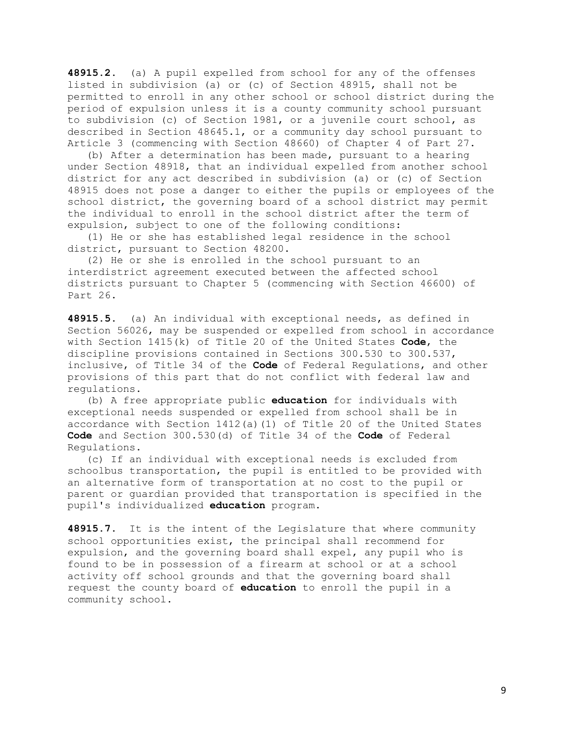**48915.2.** (a) A pupil expelled from school for any of the offenses listed in subdivision (a) or (c) of Section 48915, shall not be permitted to enroll in any other school or school district during the period of expulsion unless it is a county community school pursuant to subdivision (c) of Section 1981, or a juvenile court school, as described in Section 48645.1, or a community day school pursuant to Article 3 (commencing with Section 48660) of Chapter 4 of Part 27.

(b) After a determination has been made, pursuant to a hearing under Section 48918, that an individual expelled from another school district for any act described in subdivision (a) or (c) of Section 48915 does not pose a danger to either the pupils or employees of the school district, the governing board of a school district may permit the individual to enroll in the school district after the term of expulsion, subject to one of the following conditions:

(1) He or she has established legal residence in the school district, pursuant to Section 48200.

(2) He or she is enrolled in the school pursuant to an interdistrict agreement executed between the affected school districts pursuant to Chapter 5 (commencing with Section 46600) of Part 26.

**48915.5.** (a) An individual with exceptional needs, as defined in Section 56026, may be suspended or expelled from school in accordance with Section 1415(k) of Title 20 of the United States **Code**, the discipline provisions contained in Sections 300.530 to 300.537, inclusive, of Title 34 of the **Code** of Federal Regulations, and other provisions of this part that do not conflict with federal law and regulations.

(b) A free appropriate public **education** for individuals with exceptional needs suspended or expelled from school shall be in accordance with Section 1412(a)(1) of Title 20 of the United States **Code** and Section 300.530(d) of Title 34 of the **Code** of Federal Regulations.

(c) If an individual with exceptional needs is excluded from schoolbus transportation, the pupil is entitled to be provided with an alternative form of transportation at no cost to the pupil or parent or guardian provided that transportation is specified in the pupil's individualized **education** program.

**48915.7.** It is the intent of the Legislature that where community school opportunities exist, the principal shall recommend for expulsion, and the governing board shall expel, any pupil who is found to be in possession of a firearm at school or at a school activity off school grounds and that the governing board shall request the county board of **education** to enroll the pupil in a community school.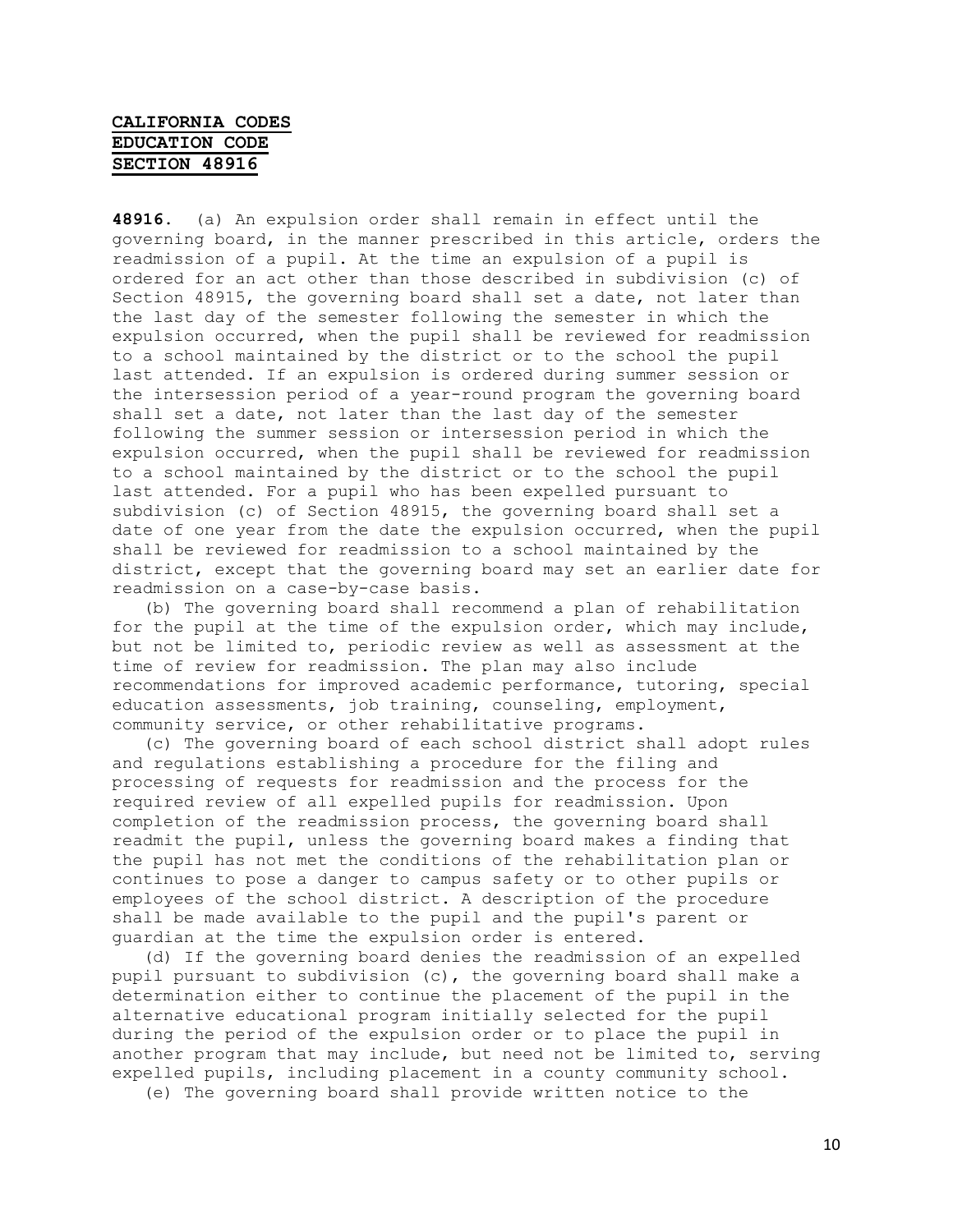**CALIFORNIA CODES**
**EDUCATION CODE**
**SECTION 48916**

**48916.** (a) An expulsion order shall remain in effect until the governing board, in the manner prescribed in this article, orders the readmission of a pupil. At the time an expulsion of a pupil is ordered for an act other than those described in subdivision (c) of Section 48915, the governing board shall set a date, not later than the last day of the semester following the semester in which the expulsion occurred, when the pupil shall be reviewed for readmission to a school maintained by the district or to the school the pupil last attended. If an expulsion is ordered during summer session or the intersession period of a year-round program the governing board shall set a date, not later than the last day of the semester following the summer session or intersession period in which the expulsion occurred, when the pupil shall be reviewed for readmission to a school maintained by the district or to the school the pupil last attended. For a pupil who has been expelled pursuant to subdivision (c) of Section 48915, the governing board shall set a date of one year from the date the expulsion occurred, when the pupil shall be reviewed for readmission to a school maintained by the district, except that the governing board may set an earlier date for readmission on a case-by-case basis.

(b) The governing board shall recommend a plan of rehabilitation for the pupil at the time of the expulsion order, which may include, but not be limited to, periodic review as well as assessment at the time of review for readmission. The plan may also include recommendations for improved academic performance, tutoring, special education assessments, job training, counseling, employment, community service, or other rehabilitative programs.

(c) The governing board of each school district shall adopt rules and regulations establishing a procedure for the filing and processing of requests for readmission and the process for the required review of all expelled pupils for readmission. Upon completion of the readmission process, the governing board shall readmit the pupil, unless the governing board makes a finding that the pupil has not met the conditions of the rehabilitation plan or continues to pose a danger to campus safety or to other pupils or employees of the school district. A description of the procedure shall be made available to the pupil and the pupil's parent or guardian at the time the expulsion order is entered.

(d) If the governing board denies the readmission of an expelled pupil pursuant to subdivision (c), the governing board shall make a determination either to continue the placement of the pupil in the alternative educational program initially selected for the pupil during the period of the expulsion order or to place the pupil in another program that may include, but need not be limited to, serving expelled pupils, including placement in a county community school.

(e) The governing board shall provide written notice to the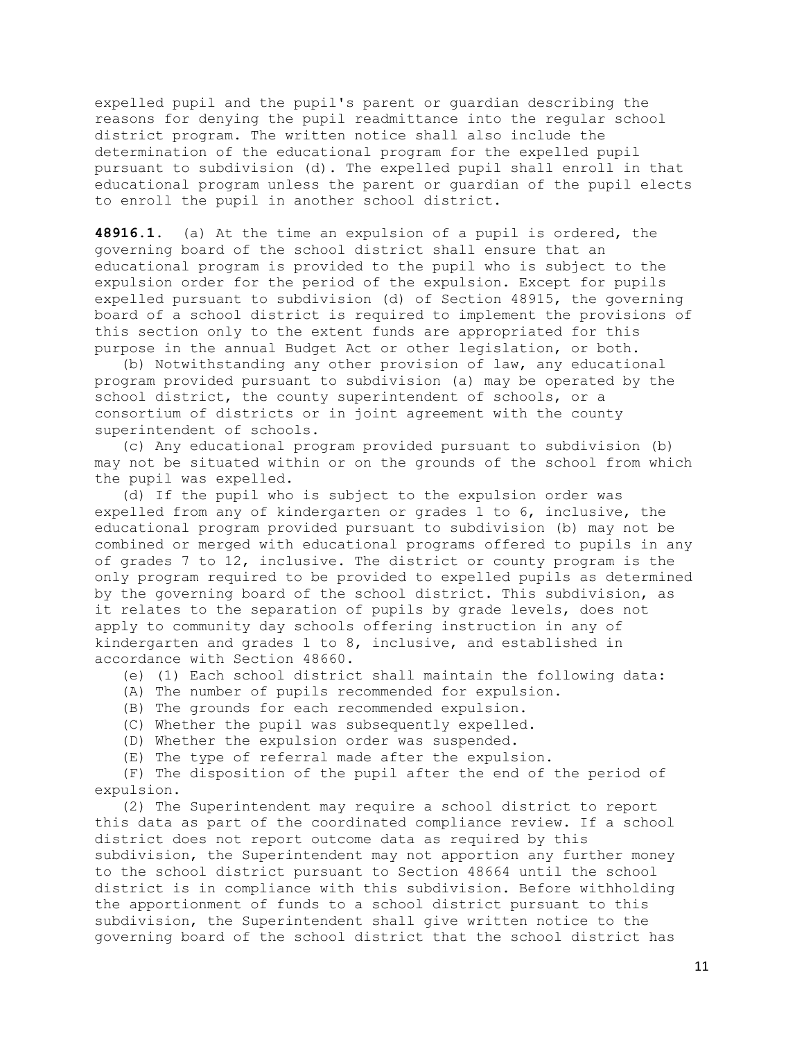expelled pupil and the pupil's parent or guardian describing the reasons for denying the pupil readmittance into the regular school district program. The written notice shall also include the determination of the educational program for the expelled pupil pursuant to subdivision (d). The expelled pupil shall enroll in that educational program unless the parent or guardian of the pupil elects to enroll the pupil in another school district.

**48916.1.** (a) At the time an expulsion of a pupil is ordered, the governing board of the school district shall ensure that an educational program is provided to the pupil who is subject to the expulsion order for the period of the expulsion. Except for pupils expelled pursuant to subdivision (d) of Section 48915, the governing board of a school district is required to implement the provisions of this section only to the extent funds are appropriated for this purpose in the annual Budget Act or other legislation, or both.

(b) Notwithstanding any other provision of law, any educational program provided pursuant to subdivision (a) may be operated by the school district, the county superintendent of schools, or a consortium of districts or in joint agreement with the county superintendent of schools.

(c) Any educational program provided pursuant to subdivision (b) may not be situated within or on the grounds of the school from which the pupil was expelled.

(d) If the pupil who is subject to the expulsion order was expelled from any of kindergarten or grades 1 to 6, inclusive, the educational program provided pursuant to subdivision (b) may not be combined or merged with educational programs offered to pupils in any of grades 7 to 12, inclusive. The district or county program is the only program required to be provided to expelled pupils as determined by the governing board of the school district. This subdivision, as it relates to the separation of pupils by grade levels, does not apply to community day schools offering instruction in any of kindergarten and grades 1 to 8, inclusive, and established in accordance with Section 48660.

(e) (1) Each school district shall maintain the following data:

(A) The number of pupils recommended for expulsion.

(B) The grounds for each recommended expulsion.

(C) Whether the pupil was subsequently expelled.

(D) Whether the expulsion order was suspended.

(E) The type of referral made after the expulsion.

(F) The disposition of the pupil after the end of the period of expulsion.

(2) The Superintendent may require a school district to report this data as part of the coordinated compliance review. If a school district does not report outcome data as required by this subdivision, the Superintendent may not apportion any further money to the school district pursuant to Section 48664 until the school district is in compliance with this subdivision. Before withholding the apportionment of funds to a school district pursuant to this subdivision, the Superintendent shall give written notice to the governing board of the school district that the school district has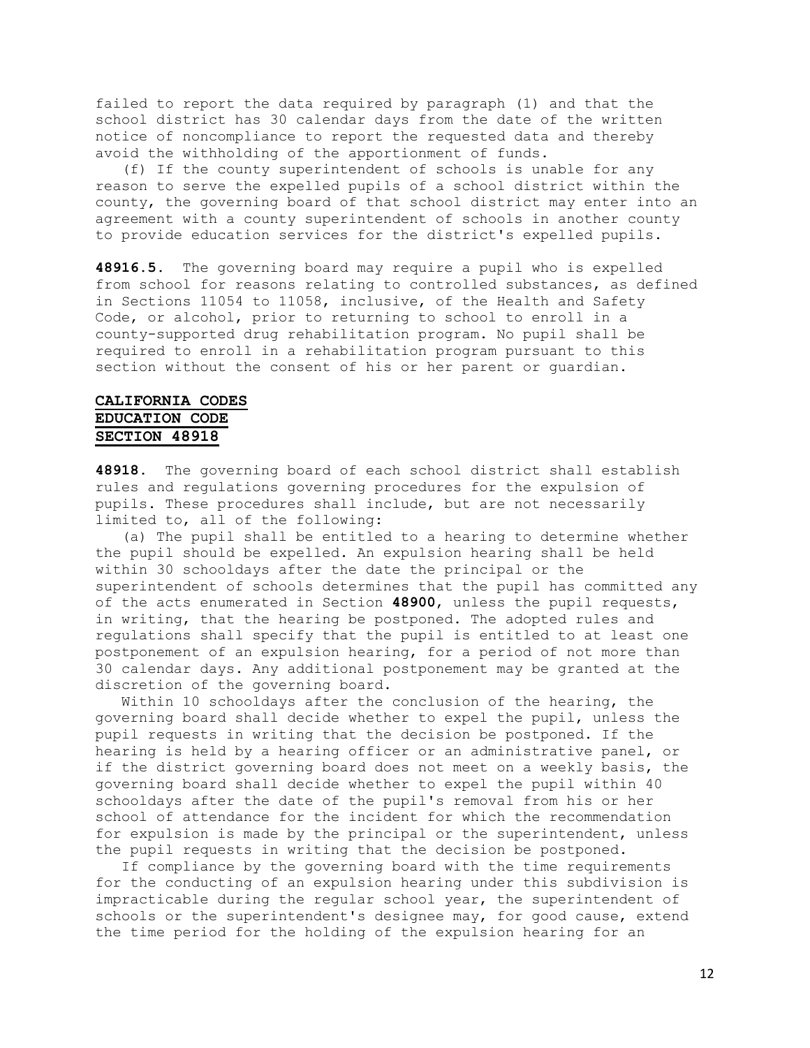failed to report the data required by paragraph (1) and that the school district has 30 calendar days from the date of the written notice of noncompliance to report the requested data and thereby avoid the withholding of the apportionment of funds.

(f) If the county superintendent of schools is unable for any reason to serve the expelled pupils of a school district within the county, the governing board of that school district may enter into an agreement with a county superintendent of schools in another county to provide education services for the district's expelled pupils.

**48916.5.** The governing board may require a pupil who is expelled from school for reasons relating to controlled substances, as defined in Sections 11054 to 11058, inclusive, of the Health and Safety Code, or alcohol, prior to returning to school to enroll in a county-supported drug rehabilitation program. No pupil shall be required to enroll in a rehabilitation program pursuant to this section without the consent of his or her parent or guardian.

**CALIFORNIA CODES**
**EDUCATION CODE**
**SECTION 48918**

**48918.** The governing board of each school district shall establish rules and regulations governing procedures for the expulsion of pupils. These procedures shall include, but are not necessarily limited to, all of the following:

(a) The pupil shall be entitled to a hearing to determine whether the pupil should be expelled. An expulsion hearing shall be held within 30 schooldays after the date the principal or the superintendent of schools determines that the pupil has committed any of the acts enumerated in Section **48900**, unless the pupil requests, in writing, that the hearing be postponed. The adopted rules and regulations shall specify that the pupil is entitled to at least one postponement of an expulsion hearing, for a period of not more than 30 calendar days. Any additional postponement may be granted at the discretion of the governing board.

Within 10 schooldays after the conclusion of the hearing, the governing board shall decide whether to expel the pupil, unless the pupil requests in writing that the decision be postponed. If the hearing is held by a hearing officer or an administrative panel, or if the district governing board does not meet on a weekly basis, the governing board shall decide whether to expel the pupil within 40 schooldays after the date of the pupil's removal from his or her school of attendance for the incident for which the recommendation for expulsion is made by the principal or the superintendent, unless the pupil requests in writing that the decision be postponed.

If compliance by the governing board with the time requirements for the conducting of an expulsion hearing under this subdivision is impracticable during the regular school year, the superintendent of schools or the superintendent's designee may, for good cause, extend the time period for the holding of the expulsion hearing for an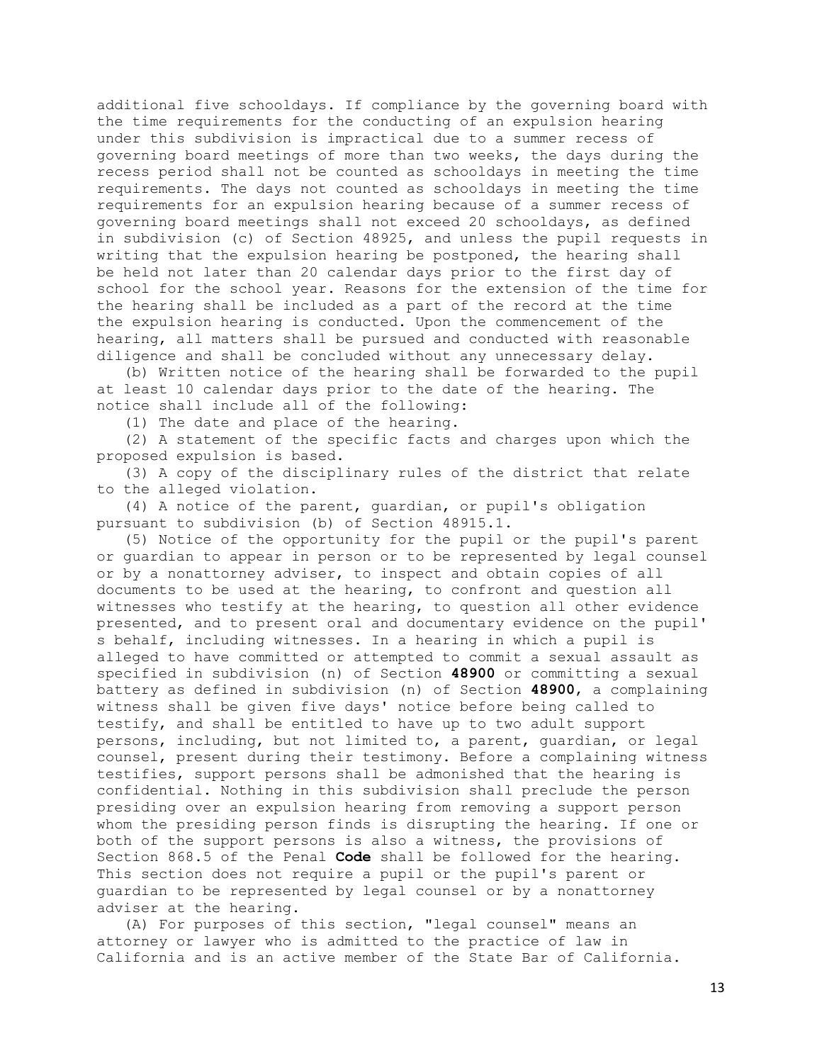additional five schooldays. If compliance by the governing board with the time requirements for the conducting of an expulsion hearing under this subdivision is impractical due to a summer recess of governing board meetings of more than two weeks, the days during the recess period shall not be counted as schooldays in meeting the time requirements. The days not counted as schooldays in meeting the time requirements for an expulsion hearing because of a summer recess of governing board meetings shall not exceed 20 schooldays, as defined in subdivision (c) of Section 48925, and unless the pupil requests in writing that the expulsion hearing be postponed, the hearing shall be held not later than 20 calendar days prior to the first day of school for the school year. Reasons for the extension of the time for the hearing shall be included as a part of the record at the time the expulsion hearing is conducted. Upon the commencement of the hearing, all matters shall be pursued and conducted with reasonable diligence and shall be concluded without any unnecessary delay.

(b) Written notice of the hearing shall be forwarded to the pupil at least 10 calendar days prior to the date of the hearing. The notice shall include all of the following:

(1) The date and place of the hearing.

(2) A statement of the specific facts and charges upon which the proposed expulsion is based.

(3) A copy of the disciplinary rules of the district that relate to the alleged violation.

(4) A notice of the parent, guardian, or pupil's obligation pursuant to subdivision (b) of Section 48915.1.

(5) Notice of the opportunity for the pupil or the pupil's parent or guardian to appear in person or to be represented by legal counsel or by a nonattorney adviser, to inspect and obtain copies of all documents to be used at the hearing, to confront and question all witnesses who testify at the hearing, to question all other evidence presented, and to present oral and documentary evidence on the pupil's behalf, including witnesses. In a hearing in which a pupil is alleged to have committed or attempted to commit a sexual assault as specified in subdivision (n) of Section **48900** or committing a sexual battery as defined in subdivision (n) of Section **48900**, a complaining witness shall be given five days' notice before being called to testify, and shall be entitled to have up to two adult support persons, including, but not limited to, a parent, guardian, or legal counsel, present during their testimony. Before a complaining witness testifies, support persons shall be admonished that the hearing is confidential. Nothing in this subdivision shall preclude the person presiding over an expulsion hearing from removing a support person whom the presiding person finds is disrupting the hearing. If one or both of the support persons is also a witness, the provisions of Section 868.5 of the Penal **Code** shall be followed for the hearing. This section does not require a pupil or the pupil's parent or guardian to be represented by legal counsel or by a nonattorney adviser at the hearing.

(A) For purposes of this section, "legal counsel" means an attorney or lawyer who is admitted to the practice of law in California and is an active member of the State Bar of California.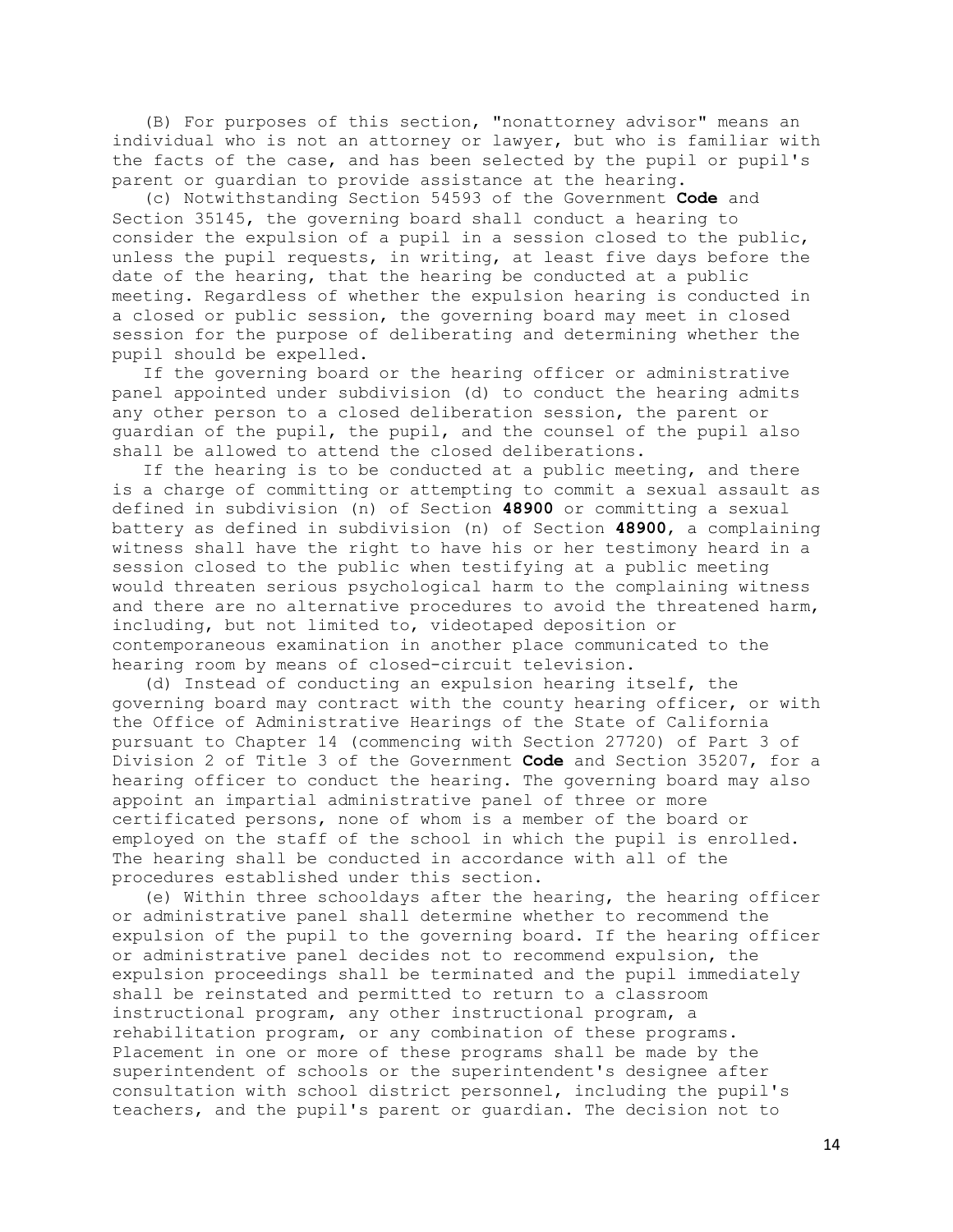(B) For purposes of this section, "nonattorney advisor" means an individual who is not an attorney or lawyer, but who is familiar with the facts of the case, and has been selected by the pupil or pupil's parent or guardian to provide assistance at the hearing.

(c) Notwithstanding Section 54593 of the Government **Code** and Section 35145, the governing board shall conduct a hearing to consider the expulsion of a pupil in a session closed to the public, unless the pupil requests, in writing, at least five days before the date of the hearing, that the hearing be conducted at a public meeting. Regardless of whether the expulsion hearing is conducted in a closed or public session, the governing board may meet in closed session for the purpose of deliberating and determining whether the pupil should be expelled.

If the governing board or the hearing officer or administrative panel appointed under subdivision (d) to conduct the hearing admits any other person to a closed deliberation session, the parent or guardian of the pupil, the pupil, and the counsel of the pupil also shall be allowed to attend the closed deliberations.

If the hearing is to be conducted at a public meeting, and there is a charge of committing or attempting to commit a sexual assault as defined in subdivision (n) of Section **48900** or committing a sexual battery as defined in subdivision (n) of Section **48900**, a complaining witness shall have the right to have his or her testimony heard in a session closed to the public when testifying at a public meeting would threaten serious psychological harm to the complaining witness and there are no alternative procedures to avoid the threatened harm, including, but not limited to, videotaped deposition or contemporaneous examination in another place communicated to the hearing room by means of closed-circuit television.

(d) Instead of conducting an expulsion hearing itself, the governing board may contract with the county hearing officer, or with the Office of Administrative Hearings of the State of California pursuant to Chapter 14 (commencing with Section 27720) of Part 3 of Division 2 of Title 3 of the Government **Code** and Section 35207, for a hearing officer to conduct the hearing. The governing board may also appoint an impartial administrative panel of three or more certificated persons, none of whom is a member of the board or employed on the staff of the school in which the pupil is enrolled. The hearing shall be conducted in accordance with all of the procedures established under this section.

(e) Within three schooldays after the hearing, the hearing officer or administrative panel shall determine whether to recommend the expulsion of the pupil to the governing board. If the hearing officer or administrative panel decides not to recommend expulsion, the expulsion proceedings shall be terminated and the pupil immediately shall be reinstated and permitted to return to a classroom instructional program, any other instructional program, a rehabilitation program, or any combination of these programs. Placement in one or more of these programs shall be made by the superintendent of schools or the superintendent's designee after consultation with school district personnel, including the pupil's teachers, and the pupil's parent or guardian. The decision not to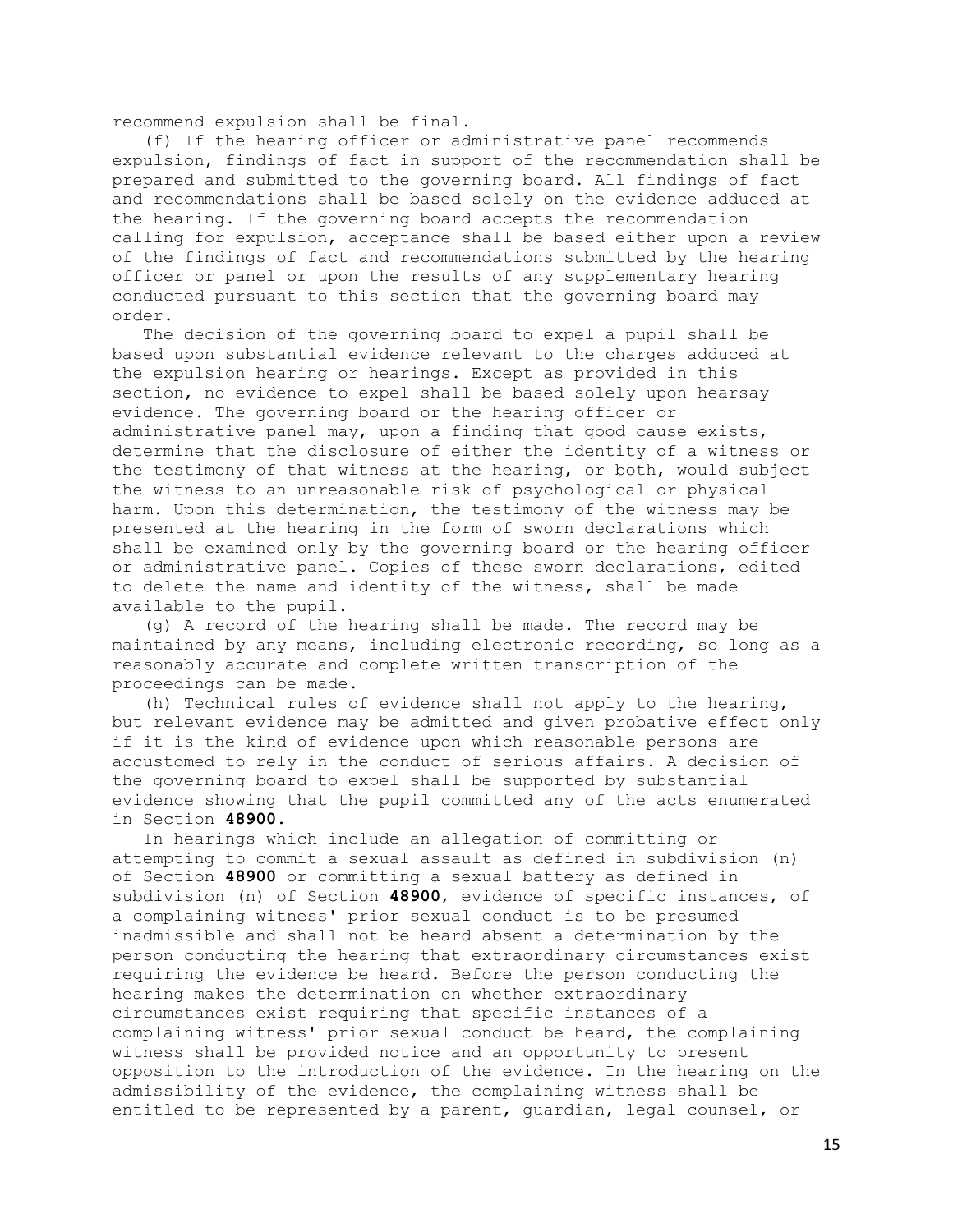recommend expulsion shall be final.

(f) If the hearing officer or administrative panel recommends expulsion, findings of fact in support of the recommendation shall be prepared and submitted to the governing board. All findings of fact and recommendations shall be based solely on the evidence adduced at the hearing. If the governing board accepts the recommendation calling for expulsion, acceptance shall be based either upon a review of the findings of fact and recommendations submitted by the hearing officer or panel or upon the results of any supplementary hearing conducted pursuant to this section that the governing board may order.

The decision of the governing board to expel a pupil shall be based upon substantial evidence relevant to the charges adduced at the expulsion hearing or hearings. Except as provided in this section, no evidence to expel shall be based solely upon hearsay evidence. The governing board or the hearing officer or administrative panel may, upon a finding that good cause exists, determine that the disclosure of either the identity of a witness or the testimony of that witness at the hearing, or both, would subject the witness to an unreasonable risk of psychological or physical harm. Upon this determination, the testimony of the witness may be presented at the hearing in the form of sworn declarations which shall be examined only by the governing board or the hearing officer or administrative panel. Copies of these sworn declarations, edited to delete the name and identity of the witness, shall be made available to the pupil.

(g) A record of the hearing shall be made. The record may be maintained by any means, including electronic recording, so long as a reasonably accurate and complete written transcription of the proceedings can be made.

(h) Technical rules of evidence shall not apply to the hearing, but relevant evidence may be admitted and given probative effect only if it is the kind of evidence upon which reasonable persons are accustomed to rely in the conduct of serious affairs. A decision of the governing board to expel shall be supported by substantial evidence showing that the pupil committed any of the acts enumerated in Section **48900**.

In hearings which include an allegation of committing or attempting to commit a sexual assault as defined in subdivision (n) of Section **48900** or committing a sexual battery as defined in subdivision (n) of Section **48900**, evidence of specific instances, of a complaining witness' prior sexual conduct is to be presumed inadmissible and shall not be heard absent a determination by the person conducting the hearing that extraordinary circumstances exist requiring the evidence be heard. Before the person conducting the hearing makes the determination on whether extraordinary circumstances exist requiring that specific instances of a complaining witness' prior sexual conduct be heard, the complaining witness shall be provided notice and an opportunity to present opposition to the introduction of the evidence. In the hearing on the admissibility of the evidence, the complaining witness shall be entitled to be represented by a parent, guardian, legal counsel, or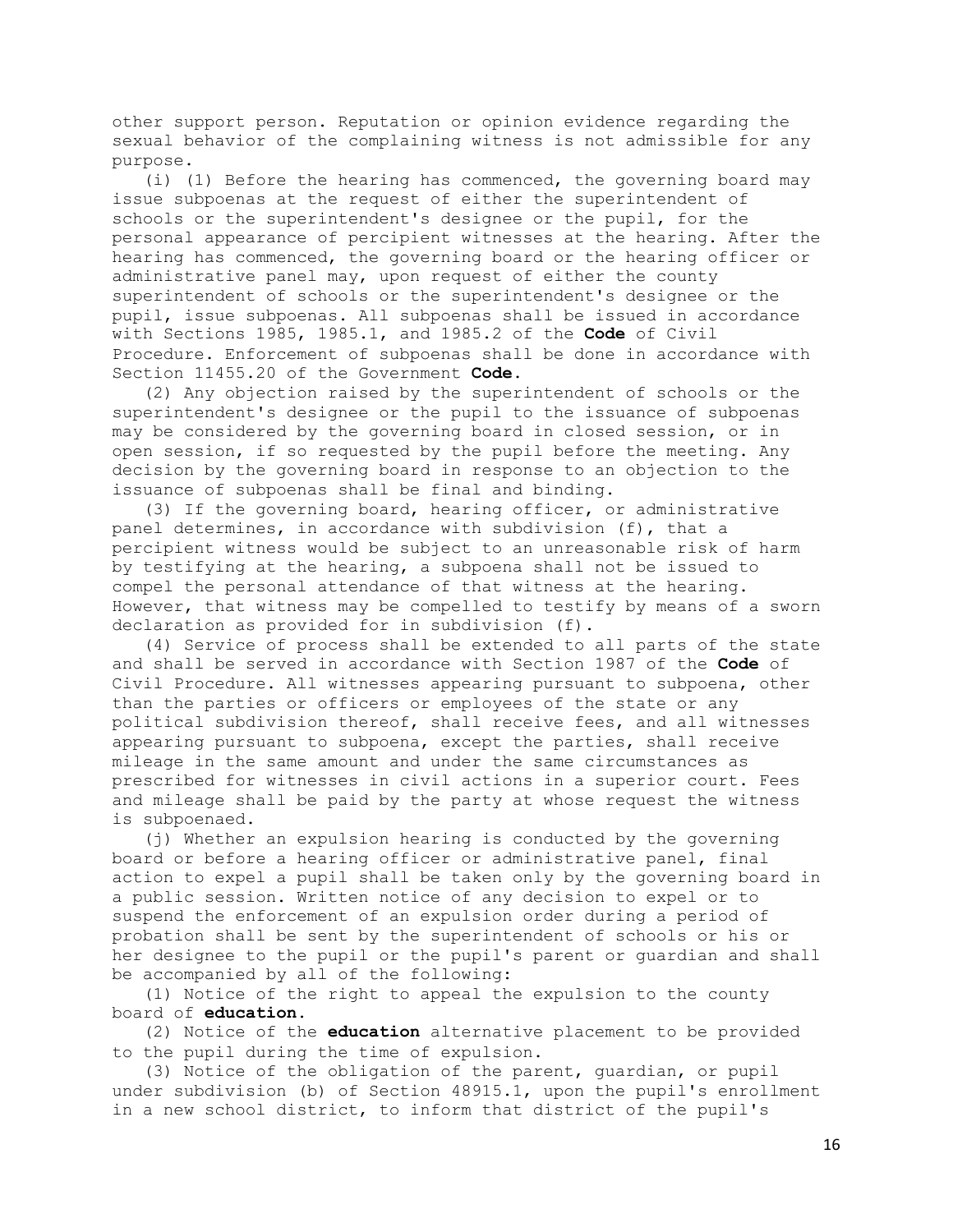other support person. Reputation or opinion evidence regarding the sexual behavior of the complaining witness is not admissible for any purpose.

(i) (1) Before the hearing has commenced, the governing board may issue subpoenas at the request of either the superintendent of schools or the superintendent's designee or the pupil, for the personal appearance of percipient witnesses at the hearing. After the hearing has commenced, the governing board or the hearing officer or administrative panel may, upon request of either the county superintendent of schools or the superintendent's designee or the pupil, issue subpoenas. All subpoenas shall be issued in accordance with Sections 1985, 1985.1, and 1985.2 of the **Code** of Civil Procedure. Enforcement of subpoenas shall be done in accordance with Section 11455.20 of the Government **Code**.

(2) Any objection raised by the superintendent of schools or the superintendent's designee or the pupil to the issuance of subpoenas may be considered by the governing board in closed session, or in open session, if so requested by the pupil before the meeting. Any decision by the governing board in response to an objection to the issuance of subpoenas shall be final and binding.

(3) If the governing board, hearing officer, or administrative panel determines, in accordance with subdivision (f), that a percipient witness would be subject to an unreasonable risk of harm by testifying at the hearing, a subpoena shall not be issued to compel the personal attendance of that witness at the hearing. However, that witness may be compelled to testify by means of a sworn declaration as provided for in subdivision (f).

(4) Service of process shall be extended to all parts of the state and shall be served in accordance with Section 1987 of the **Code** of Civil Procedure. All witnesses appearing pursuant to subpoena, other than the parties or officers or employees of the state or any political subdivision thereof, shall receive fees, and all witnesses appearing pursuant to subpoena, except the parties, shall receive mileage in the same amount and under the same circumstances as prescribed for witnesses in civil actions in a superior court. Fees and mileage shall be paid by the party at whose request the witness is subpoenaed.

(j) Whether an expulsion hearing is conducted by the governing board or before a hearing officer or administrative panel, final action to expel a pupil shall be taken only by the governing board in a public session. Written notice of any decision to expel or to suspend the enforcement of an expulsion order during a period of probation shall be sent by the superintendent of schools or his or her designee to the pupil or the pupil's parent or guardian and shall be accompanied by all of the following:

(1) Notice of the right to appeal the expulsion to the county board of **education**.

(2) Notice of the **education** alternative placement to be provided to the pupil during the time of expulsion.

(3) Notice of the obligation of the parent, guardian, or pupil under subdivision (b) of Section 48915.1, upon the pupil's enrollment in a new school district, to inform that district of the pupil's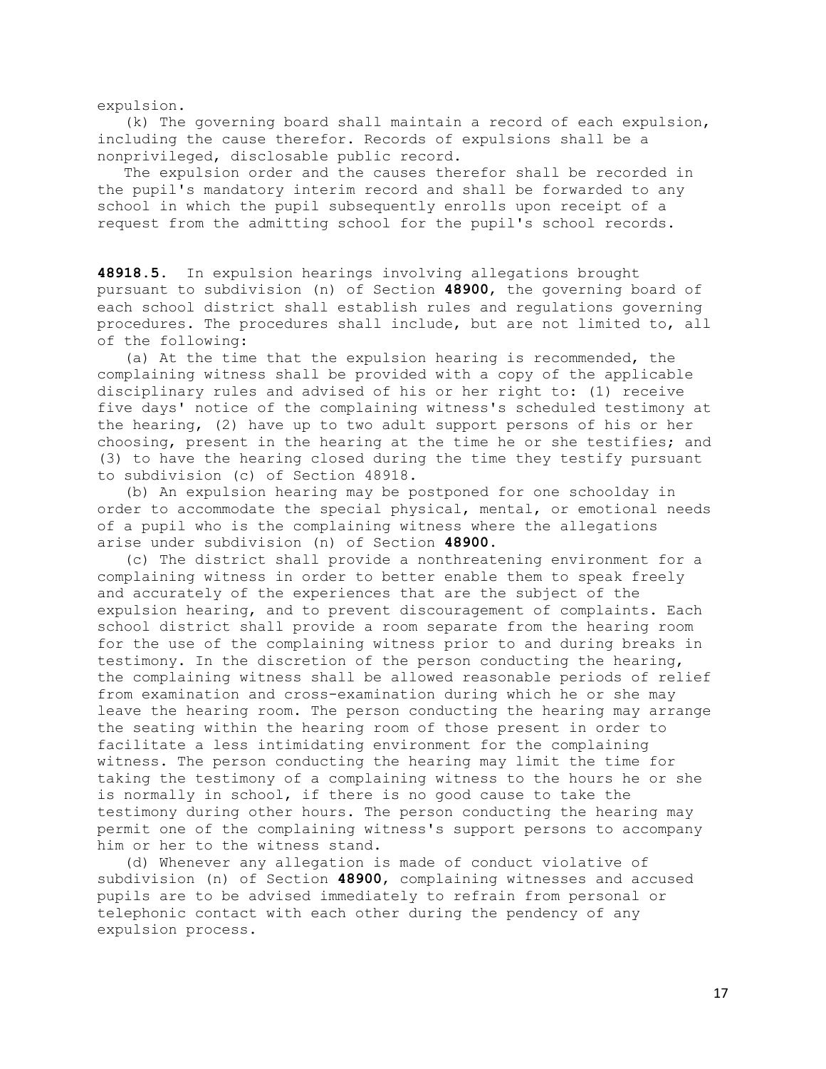expulsion.

(k) The governing board shall maintain a record of each expulsion, including the cause therefor. Records of expulsions shall be a nonprivileged, disclosable public record.

The expulsion order and the causes therefor shall be recorded in the pupil's mandatory interim record and shall be forwarded to any school in which the pupil subsequently enrolls upon receipt of a request from the admitting school for the pupil's school records.

**48918.5.** In expulsion hearings involving allegations brought pursuant to subdivision (n) of Section **48900**, the governing board of each school district shall establish rules and regulations governing procedures. The procedures shall include, but are not limited to, all of the following:

(a) At the time that the expulsion hearing is recommended, the complaining witness shall be provided with a copy of the applicable disciplinary rules and advised of his or her right to: (1) receive five days' notice of the complaining witness's scheduled testimony at the hearing, (2) have up to two adult support persons of his or her choosing, present in the hearing at the time he or she testifies; and (3) to have the hearing closed during the time they testify pursuant to subdivision (c) of Section 48918.

(b) An expulsion hearing may be postponed for one schoolday in order to accommodate the special physical, mental, or emotional needs of a pupil who is the complaining witness where the allegations arise under subdivision (n) of Section **48900**.

(c) The district shall provide a nonthreatening environment for a complaining witness in order to better enable them to speak freely and accurately of the experiences that are the subject of the expulsion hearing, and to prevent discouragement of complaints. Each school district shall provide a room separate from the hearing room for the use of the complaining witness prior to and during breaks in testimony. In the discretion of the person conducting the hearing, the complaining witness shall be allowed reasonable periods of relief from examination and cross-examination during which he or she may leave the hearing room. The person conducting the hearing may arrange the seating within the hearing room of those present in order to facilitate a less intimidating environment for the complaining witness. The person conducting the hearing may limit the time for taking the testimony of a complaining witness to the hours he or she is normally in school, if there is no good cause to take the testimony during other hours. The person conducting the hearing may permit one of the complaining witness's support persons to accompany him or her to the witness stand.

(d) Whenever any allegation is made of conduct violative of subdivision (n) of Section **48900**, complaining witnesses and accused pupils are to be advised immediately to refrain from personal or telephonic contact with each other during the pendency of any expulsion process.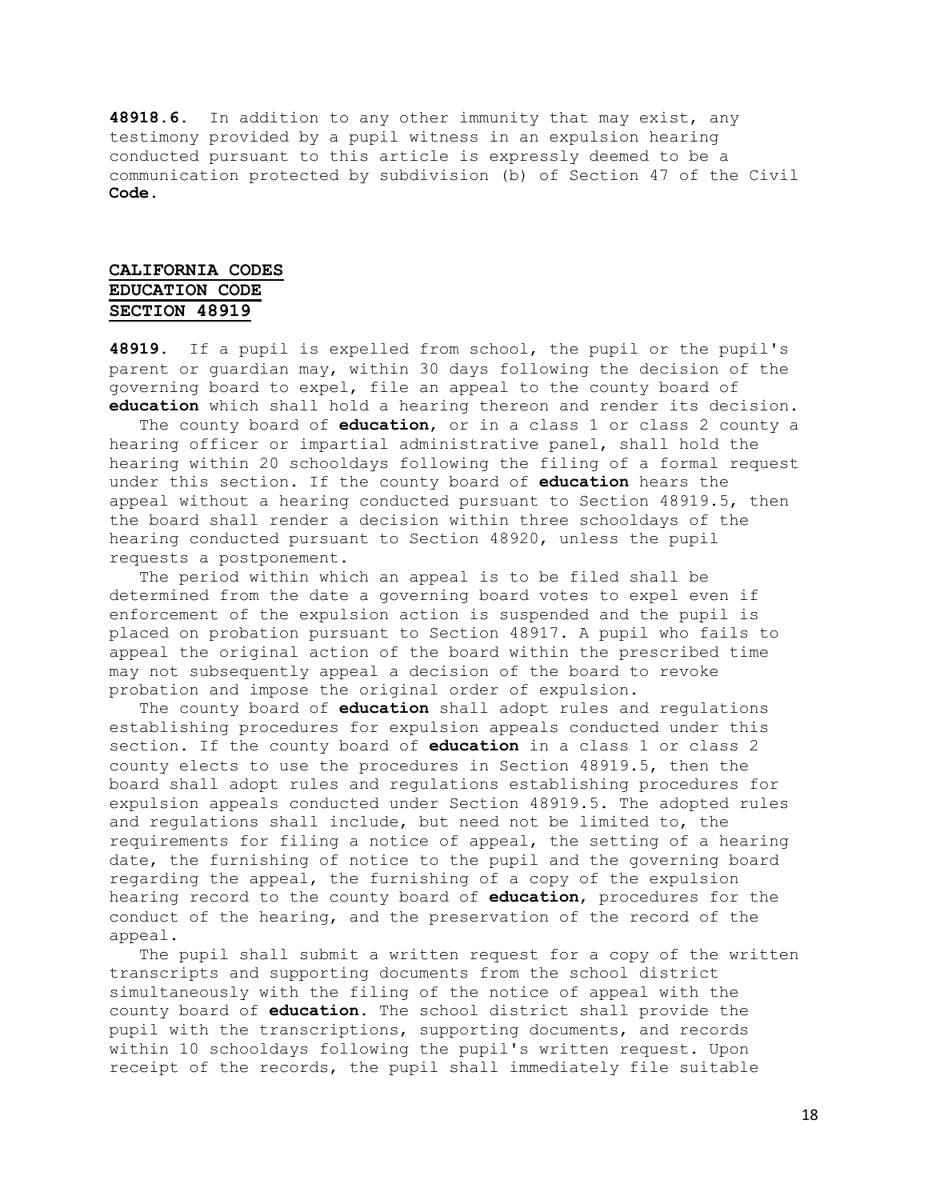**48918.6.** In addition to any other immunity that may exist, any testimony provided by a pupil witness in an expulsion hearing conducted pursuant to this article is expressly deemed to be a communication protected by subdivision (b) of Section 47 of the Civil **Code**.

## CALIFORNIA CODES
## EDUCATION CODE
## SECTION 48919

**48919.** If a pupil is expelled from school, the pupil or the pupil's parent or guardian may, within 30 days following the decision of the governing board to expel, file an appeal to the county board of **education** which shall hold a hearing thereon and render its decision.

The county board of **education**, or in a class 1 or class 2 county a hearing officer or impartial administrative panel, shall hold the hearing within 20 schooldays following the filing of a formal request under this section. If the county board of **education** hears the appeal without a hearing conducted pursuant to Section 48919.5, then the board shall render a decision within three schooldays of the hearing conducted pursuant to Section 48920, unless the pupil requests a postponement.

The period within which an appeal is to be filed shall be determined from the date a governing board votes to expel even if enforcement of the expulsion action is suspended and the pupil is placed on probation pursuant to Section 48917. A pupil who fails to appeal the original action of the board within the prescribed time may not subsequently appeal a decision of the board to revoke probation and impose the original order of expulsion.

The county board of **education** shall adopt rules and regulations establishing procedures for expulsion appeals conducted under this section. If the county board of **education** in a class 1 or class 2 county elects to use the procedures in Section 48919.5, then the board shall adopt rules and regulations establishing procedures for expulsion appeals conducted under Section 48919.5. The adopted rules and regulations shall include, but need not be limited to, the requirements for filing a notice of appeal, the setting of a hearing date, the furnishing of notice to the pupil and the governing board regarding the appeal, the furnishing of a copy of the expulsion hearing record to the county board of **education**, procedures for the conduct of the hearing, and the preservation of the record of the appeal.

The pupil shall submit a written request for a copy of the written transcripts and supporting documents from the school district simultaneously with the filing of the notice of appeal with the county board of **education**. The school district shall provide the pupil with the transcriptions, supporting documents, and records within 10 schooldays following the pupil's written request. Upon receipt of the records, the pupil shall immediately file suitable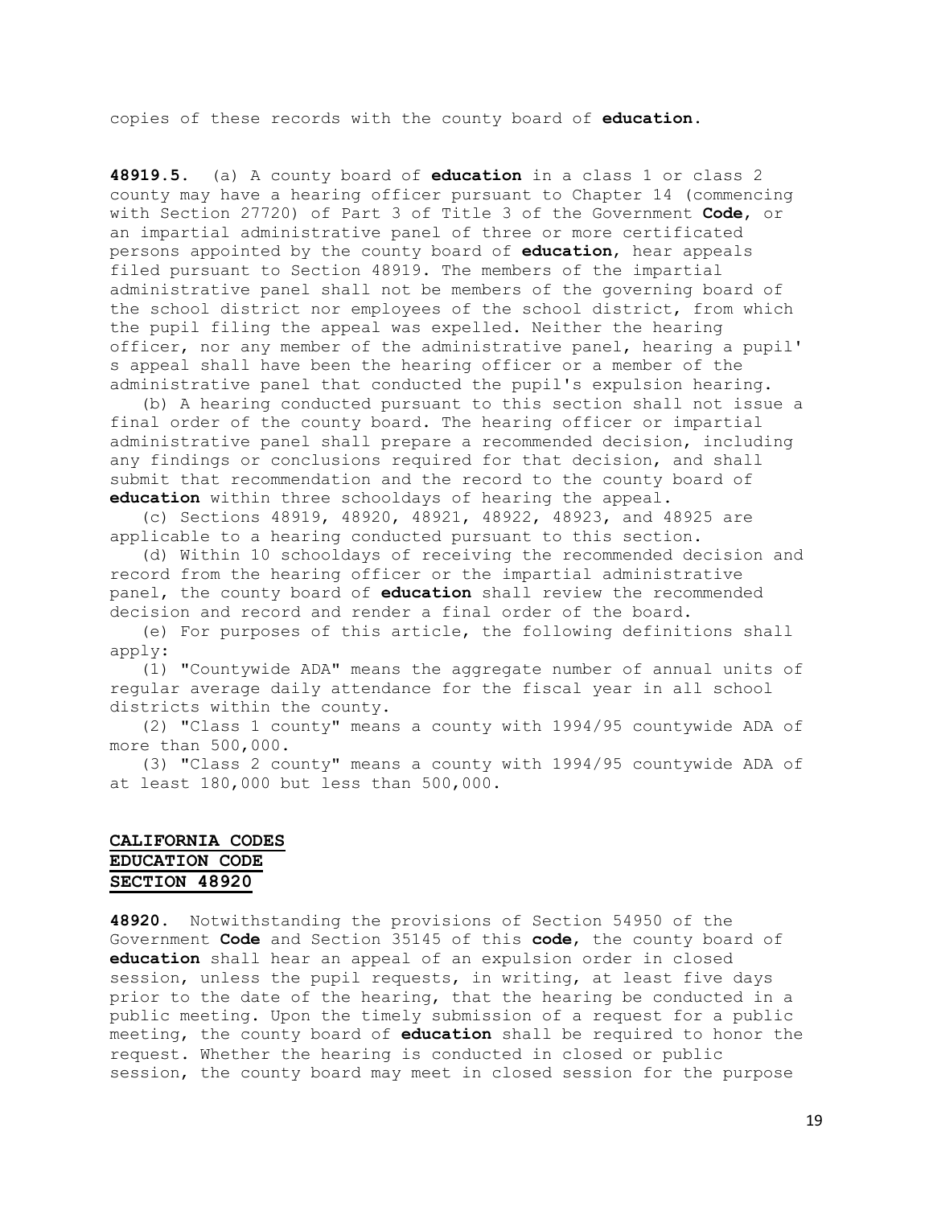copies of these records with the county board of **education**.

**48919.5.** (a) A county board of **education** in a class 1 or class 2 county may have a hearing officer pursuant to Chapter 14 (commencing with Section 27720) of Part 3 of Title 3 of the Government **Code**, or an impartial administrative panel of three or more certificated persons appointed by the county board of **education**, hear appeals filed pursuant to Section 48919. The members of the impartial administrative panel shall not be members of the governing board of the school district nor employees of the school district, from which the pupil filing the appeal was expelled. Neither the hearing officer, nor any member of the administrative panel, hearing a pupil's appeal shall have been the hearing officer or a member of the administrative panel that conducted the pupil's expulsion hearing.

(b) A hearing conducted pursuant to this section shall not issue a final order of the county board. The hearing officer or impartial administrative panel shall prepare a recommended decision, including any findings or conclusions required for that decision, and shall submit that recommendation and the record to the county board of **education** within three schooldays of hearing the appeal.

(c) Sections 48919, 48920, 48921, 48922, 48923, and 48925 are applicable to a hearing conducted pursuant to this section.

(d) Within 10 schooldays of receiving the recommended decision and record from the hearing officer or the impartial administrative panel, the county board of **education** shall review the recommended decision and record and render a final order of the board.

(e) For purposes of this article, the following definitions shall apply:

(1) "Countywide ADA" means the aggregate number of annual units of regular average daily attendance for the fiscal year in all school districts within the county.

(2) "Class 1 county" means a county with 1994/95 countywide ADA of more than 500,000.

(3) "Class 2 county" means a county with 1994/95 countywide ADA of at least 180,000 but less than 500,000.

**CALIFORNIA CODES**
**EDUCATION CODE**
**SECTION 48920**

**48920.** Notwithstanding the provisions of Section 54950 of the Government **Code** and Section 35145 of this **code**, the county board of **education** shall hear an appeal of an expulsion order in closed session, unless the pupil requests, in writing, at least five days prior to the date of the hearing, that the hearing be conducted in a public meeting. Upon the timely submission of a request for a public meeting, the county board of **education** shall be required to honor the request. Whether the hearing is conducted in closed or public session, the county board may meet in closed session for the purpose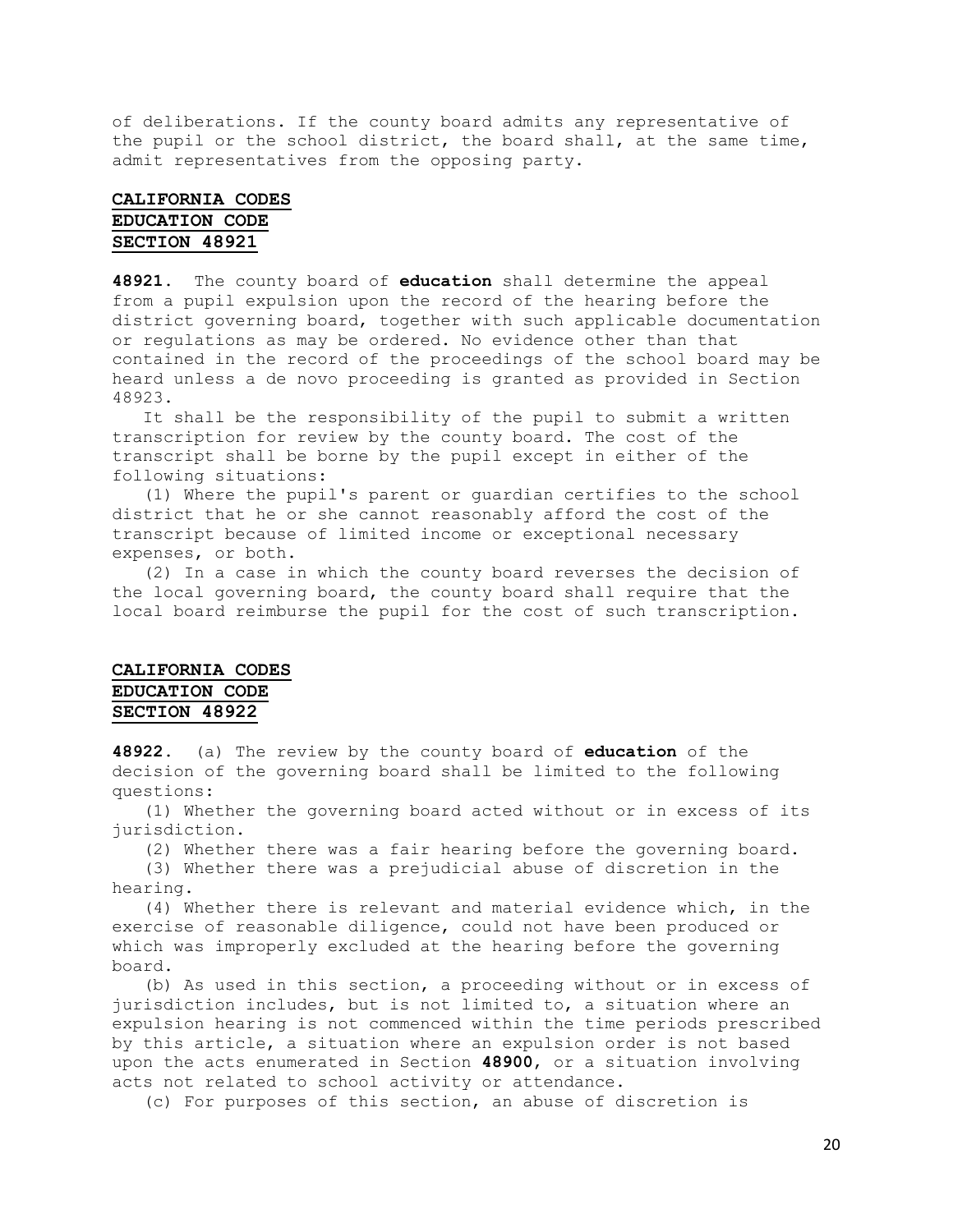of deliberations. If the county board admits any representative of the pupil or the school district, the board shall, at the same time, admit representatives from the opposing party.

## CALIFORNIA CODES
## EDUCATION CODE
## SECTION 48921

**48921.** The county board of **education** shall determine the appeal from a pupil expulsion upon the record of the hearing before the district governing board, together with such applicable documentation or regulations as may be ordered. No evidence other than that contained in the record of the proceedings of the school board may be heard unless a de novo proceeding is granted as provided in Section 48923.

It shall be the responsibility of the pupil to submit a written transcription for review by the county board. The cost of the transcript shall be borne by the pupil except in either of the following situations:

(1) Where the pupil's parent or guardian certifies to the school district that he or she cannot reasonably afford the cost of the transcript because of limited income or exceptional necessary expenses, or both.

(2) In a case in which the county board reverses the decision of the local governing board, the county board shall require that the local board reimburse the pupil for the cost of such transcription.

## CALIFORNIA CODES
## EDUCATION CODE
## SECTION 48922

**48922.** (a) The review by the county board of **education** of the decision of the governing board shall be limited to the following questions:

(1) Whether the governing board acted without or in excess of its jurisdiction.

(2) Whether there was a fair hearing before the governing board.

(3) Whether there was a prejudicial abuse of discretion in the hearing.

(4) Whether there is relevant and material evidence which, in the exercise of reasonable diligence, could not have been produced or which was improperly excluded at the hearing before the governing board.

(b) As used in this section, a proceeding without or in excess of jurisdiction includes, but is not limited to, a situation where an expulsion hearing is not commenced within the time periods prescribed by this article, a situation where an expulsion order is not based upon the acts enumerated in Section **48900**, or a situation involving acts not related to school activity or attendance.

(c) For purposes of this section, an abuse of discretion is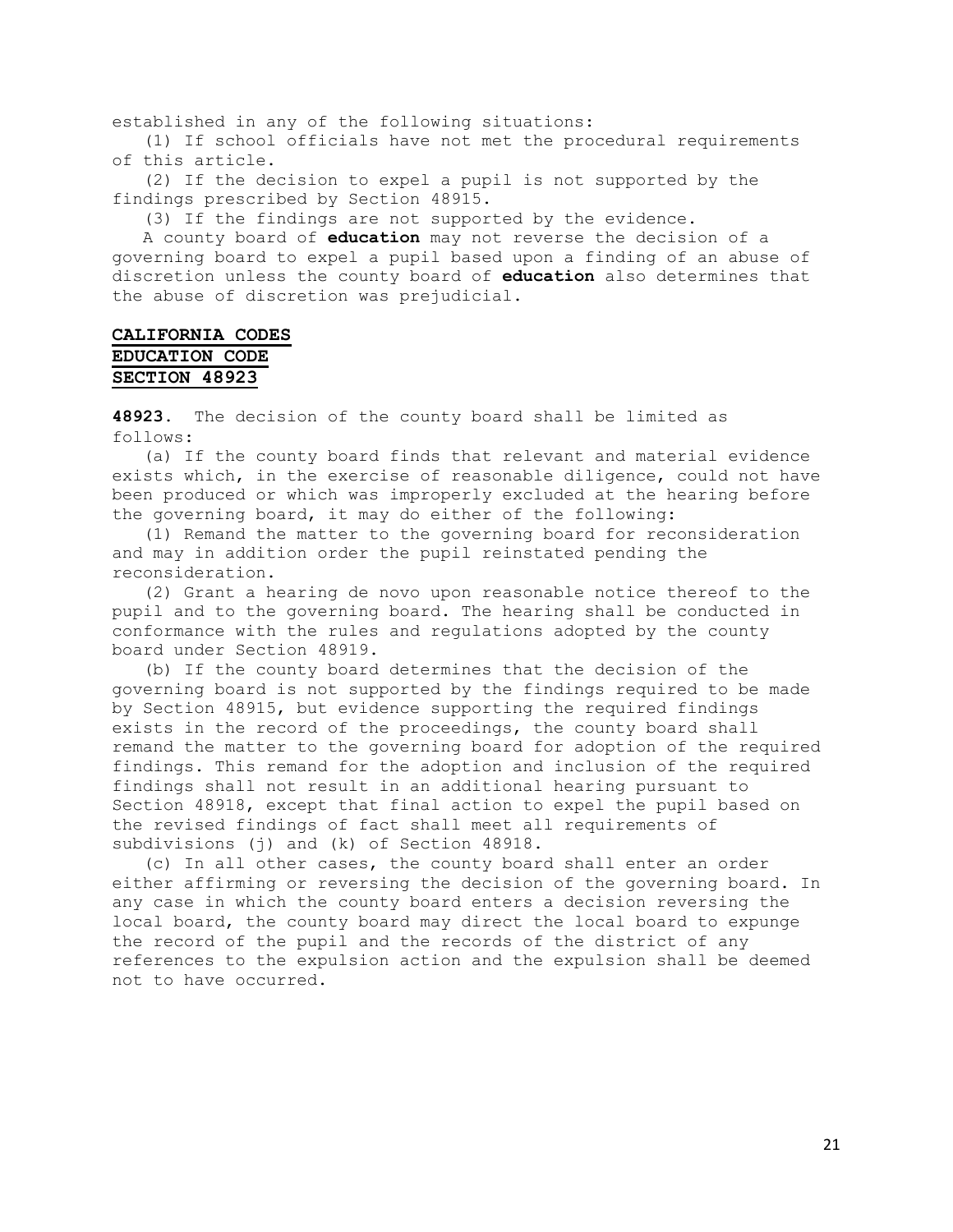established in any of the following situations:

(1) If school officials have not met the procedural requirements of this article.

(2) If the decision to expel a pupil is not supported by the findings prescribed by Section 48915.

(3) If the findings are not supported by the evidence.

A county board of **education** may not reverse the decision of a governing board to expel a pupil based upon a finding of an abuse of discretion unless the county board of **education** also determines that the abuse of discretion was prejudicial.

**CALIFORNIA CODES**
**EDUCATION CODE**
**SECTION 48923**

**48923.** The decision of the county board shall be limited as follows:

(a) If the county board finds that relevant and material evidence exists which, in the exercise of reasonable diligence, could not have been produced or which was improperly excluded at the hearing before the governing board, it may do either of the following:

(1) Remand the matter to the governing board for reconsideration and may in addition order the pupil reinstated pending the reconsideration.

(2) Grant a hearing de novo upon reasonable notice thereof to the pupil and to the governing board. The hearing shall be conducted in conformance with the rules and regulations adopted by the county board under Section 48919.

(b) If the county board determines that the decision of the governing board is not supported by the findings required to be made by Section 48915, but evidence supporting the required findings exists in the record of the proceedings, the county board shall remand the matter to the governing board for adoption of the required findings. This remand for the adoption and inclusion of the required findings shall not result in an additional hearing pursuant to Section 48918, except that final action to expel the pupil based on the revised findings of fact shall meet all requirements of subdivisions (j) and (k) of Section 48918.

(c) In all other cases, the county board shall enter an order either affirming or reversing the decision of the governing board. In any case in which the county board enters a decision reversing the local board, the county board may direct the local board to expunge the record of the pupil and the records of the district of any references to the expulsion action and the expulsion shall be deemed not to have occurred.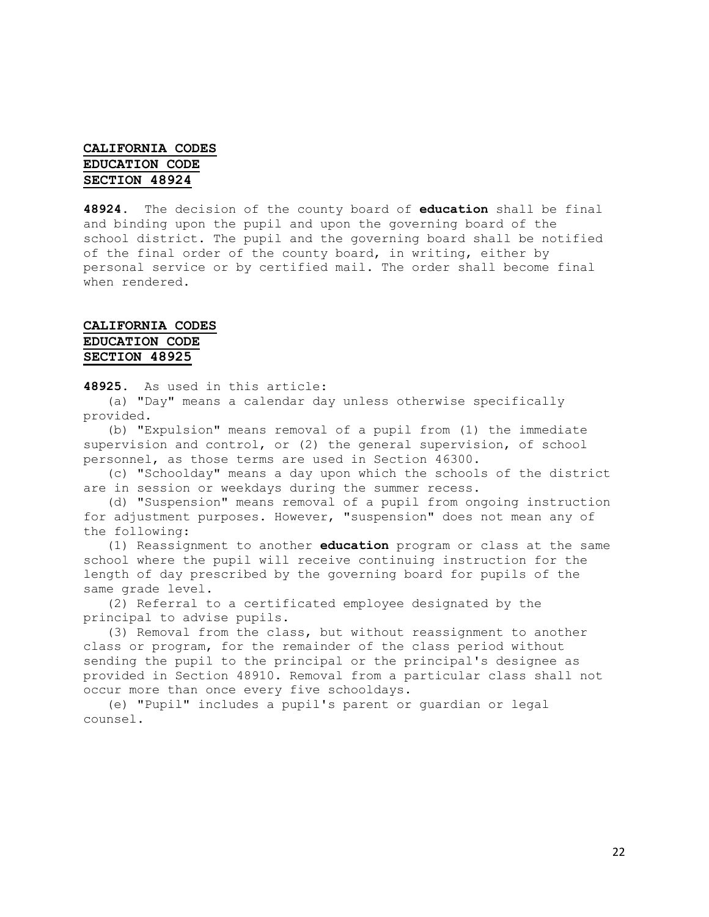**CALIFORNIA CODES**
**EDUCATION CODE**
**SECTION 48924**

**48924.** The decision of the county board of **education** shall be final and binding upon the pupil and upon the governing board of the school district. The pupil and the governing board shall be notified of the final order of the county board, in writing, either by personal service or by certified mail. The order shall become final when rendered.

**CALIFORNIA CODES**
**EDUCATION CODE**
**SECTION 48925**

**48925.** As used in this article:

(a) "Day" means a calendar day unless otherwise specifically provided.

(b) "Expulsion" means removal of a pupil from (1) the immediate supervision and control, or (2) the general supervision, of school personnel, as those terms are used in Section 46300.

(c) "Schoolday" means a day upon which the schools of the district are in session or weekdays during the summer recess.

(d) "Suspension" means removal of a pupil from ongoing instruction for adjustment purposes. However, "suspension" does not mean any of the following:

(1) Reassignment to another **education** program or class at the same school where the pupil will receive continuing instruction for the length of day prescribed by the governing board for pupils of the same grade level.

(2) Referral to a certificated employee designated by the principal to advise pupils.

(3) Removal from the class, but without reassignment to another class or program, for the remainder of the class period without sending the pupil to the principal or the principal's designee as provided in Section 48910. Removal from a particular class shall not occur more than once every five schooldays.

(e) "Pupil" includes a pupil's parent or guardian or legal counsel.